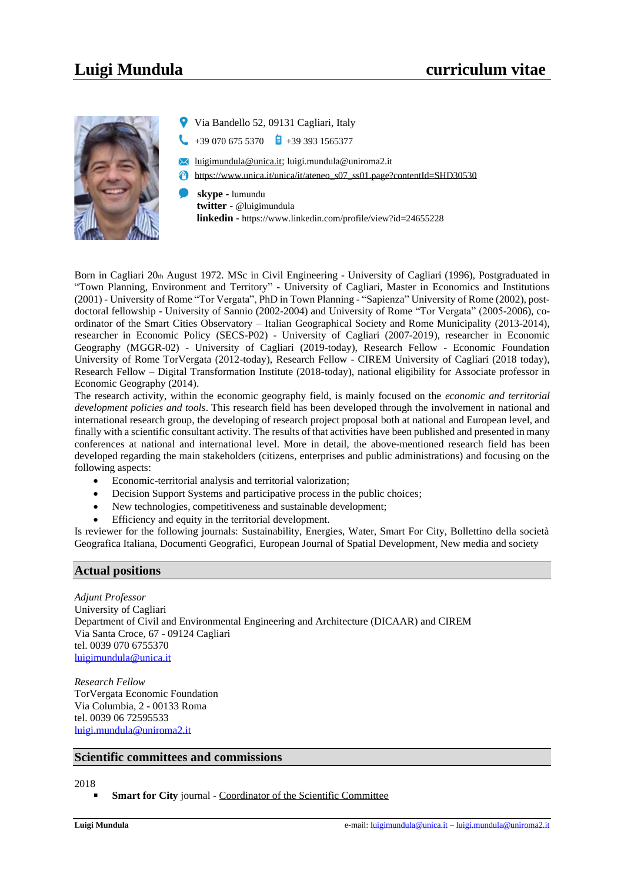# Luigi Mundula **curriculum vitae**

Via Bandello 52, 09131 Cagliari, Italy

+39 070 675 5370 +39 393 1565377

luigimundula@unica.it; luigi.mundula@uniroma2.it

https://www.unica.it/unica/it/ateneo_s07_ss01.page?contentId=SHD30530

**skype** - lumundu
**twitter** - @luigimundula
**linkedin** - https://www.linkedin.com/profile/view?id=24655228

Born in Cagliari 20th August 1972. MSc in Civil Engineering - University of Cagliari (1996), Postgraduated in "Town Planning, Environment and Territory" - University of Cagliari, Master in Economics and Institutions (2001) - University of Rome "Tor Vergata", PhD in Town Planning - "Sapienza" University of Rome (2002), post-doctoral fellowship - University of Sannio (2002-2004) and University of Rome "Tor Vergata" (2005-2006), co-ordinator of the Smart Cities Observatory – Italian Geographical Society and Rome Municipality (2013-2014), researcher in Economic Policy (SECS-P02) - University of Cagliari (2007-2019), researcher in Economic Geography (MGGR-02) - University of Cagliari (2019-today), Research Fellow - Economic Foundation University of Rome TorVergata (2012-today), Research Fellow - CIREM University of Cagliari (2018 today), Research Fellow – Digital Transformation Institute (2018-today), national eligibility for Associate professor in Economic Geography (2014).

The research activity, within the economic geography field, is mainly focused on the *economic and territorial development policies and tools*. This research field has been developed through the involvement in national and international research group, the developing of research project proposal both at national and European level, and finally with a scientific consultant activity. The results of that activities have been published and presented in many conferences at national and international level. More in detail, the above-mentioned research field has been developed regarding the main stakeholders (citizens, enterprises and public administrations) and focusing on the following aspects:

- Economic-territorial analysis and territorial valorization;
- Decision Support Systems and participative process in the public choices;
- New technologies, competitiveness and sustainable development;
- Efficiency and equity in the territorial development.

Is reviewer for the following journals: Sustainability, Energies, Water, Smart For City, Bollettino della società Geografica Italiana, Documenti Geografici, European Journal of Spatial Development, New media and society

## Actual positions

*Adjunt Professor*
University of Cagliari
Department of Civil and Environmental Engineering and Architecture (DICAAR) and CIREM
Via Santa Croce, 67 - 09124 Cagliari
tel. 0039 070 6755370
luigimundula@unica.it

*Research Fellow*
TorVergata Economic Foundation
Via Columbia, 2 - 00133 Roma
tel. 0039 06 72595533
luigi.mundula@uniroma2.it

## Scientific committees and commissions

2018

- **Smart for City** journal - Coordinator of the Scientific Committee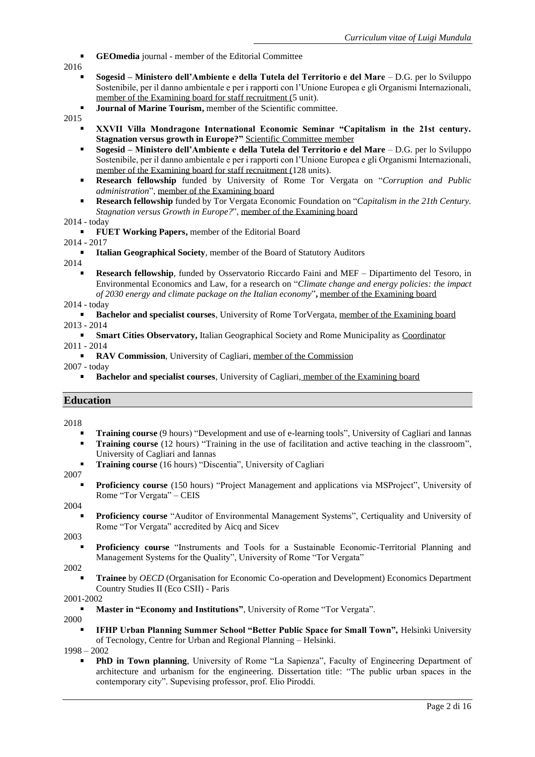- **GEOmedia** journal - member of the Editorial Committee

2016

- **Sogesid – Ministero dell'Ambiente e della Tutela del Territorio e del Mare** – D.G. per lo Sviluppo Sostenibile, per il danno ambientale e per i rapporti con l'Unione Europea e gli Organismi Internazionali, member of the Examining board for staff recruitment (5 unit).
- **Journal of Marine Tourism,** member of the Scientific committee.

2015

- **XXVII Villa Mondragone International Economic Seminar "Capitalism in the 21st century. Stagnation versus growth in Europe?"** Scientific Committee member
- **Sogesid – Ministero dell'Ambiente e della Tutela del Territorio e del Mare** – D.G. per lo Sviluppo Sostenibile, per il danno ambientale e per i rapporti con l'Unione Europea e gli Organismi Internazionali, member of the Examining board for staff recruitment (128 units).
- **Research fellowship** funded by University of Rome Tor Vergata on "*Corruption and Public administration*", member of the Examining board
- **Research fellowship** funded by Tor Vergata Economic Foundation on "*Capitalism in the 21th Century. Stagnation versus Growth in Europe?*", member of the Examining board

2014 - today

- **FUET Working Papers,** member of the Editorial Board

2014 - 2017

- **Italian Geographical Society**, member of the Board of Statutory Auditors

2014

- **Research fellowship**, funded by Osservatorio Riccardo Faini and MEF – Dipartimento del Tesoro, in Environmental Economics and Law, for a research on "*Climate change and energy policies: the impact of 2030 energy and climate package on the Italian economy*"**,** member of the Examining board

2014 - today

- **Bachelor and specialist courses**, University of Rome TorVergata, member of the Examining board

2013 - 2014

- **Smart Cities Observatory,** Italian Geographical Society and Rome Municipality as Coordinator

2011 - 2014

- **RAV Commission**, University of Cagliari, member of the Commission

2007 - today

- **Bachelor and specialist courses**, University of Cagliari, member of the Examining board

## Education

2018

- **Training course** (9 hours) "Development and use of e-learning tools", University of Cagliari and Iannas
- **Training course** (12 hours) "Training in the use of facilitation and active teaching in the classroom", University of Cagliari and Iannas
- **Training course** (16 hours) "Discentia", University of Cagliari

2007

- **Proficiency course** (150 hours) "Project Management and applications via MSProject", University of Rome "Tor Vergata" – CEIS

2004

- **Proficiency course** "Auditor of Environmental Management Systems", Certiquality and University of Rome "Tor Vergata" accredited by Aicq and Sicev

2003

- **Proficiency course** "Instruments and Tools for a Sustainable Economic-Territorial Planning and Management Systems for the Quality", University of Rome "Tor Vergata"

2002

- **Trainee** by *OECD* (Organisation for Economic Co-operation and Development) Economics Department Country Studies II (Eco CSII) - Paris

2001-2002

- **Master in "Economy and Institutions"**, University of Rome "Tor Vergata".

2000

- **IFHP Urban Planning Summer School "Better Public Space for Small Town",** Helsinki University of Tecnology, Centre for Urban and Regional Planning – Helsinki.

1998 – 2002

- **PhD in Town planning**, University of Rome "La Sapienza", Faculty of Engineering Department of architecture and urbanism for the engineering. Dissertation title: "The public urban spaces in the contemporary city". Supevising professor, prof. Elio Piroddi.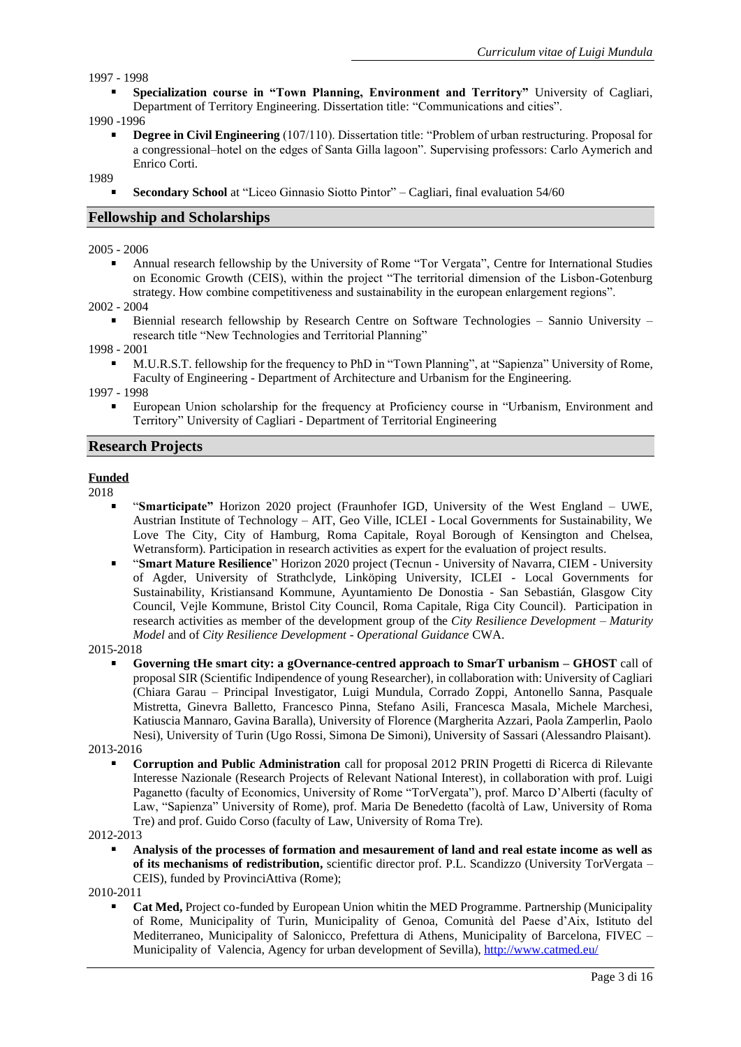1997 - 1998

- **Specialization course in "Town Planning, Environment and Territory"** University of Cagliari, Department of Territory Engineering. Dissertation title: "Communications and cities".

1990 -1996

- **Degree in Civil Engineering** (107/110). Dissertation title: "Problem of urban restructuring. Proposal for a congressional–hotel on the edges of Santa Gilla lagoon". Supervising professors: Carlo Aymerich and Enrico Corti.

1989

- **Secondary School** at "Liceo Ginnasio Siotto Pintor" – Cagliari, final evaluation 54/60

## Fellowship and Scholarships

2005 - 2006

- Annual research fellowship by the University of Rome "Tor Vergata", Centre for International Studies on Economic Growth (CEIS), within the project "The territorial dimension of the Lisbon-Gotenburg strategy. How combine competitiveness and sustainability in the european enlargement regions".

2002 - 2004

- Biennial research fellowship by Research Centre on Software Technologies – Sannio University – research title "New Technologies and Territorial Planning"

1998 - 2001

- M.U.R.S.T. fellowship for the frequency to PhD in "Town Planning", at "Sapienza" University of Rome, Faculty of Engineering - Department of Architecture and Urbanism for the Engineering.

1997 - 1998

- European Union scholarship for the frequency at Proficiency course in "Urbanism, Environment and Territory" University of Cagliari - Department of Territorial Engineering

## Research Projects

### Funded

2018

- "**Smarticipate"** Horizon 2020 project (Fraunhofer IGD, University of the West England – UWE, Austrian Institute of Technology – AIT, Geo Ville, ICLEI - Local Governments for Sustainability, We Love The City, City of Hamburg, Roma Capitale, Royal Borough of Kensington and Chelsea, Wetransform). Participation in research activities as expert for the evaluation of project results.
- "**Smart Mature Resilience**" Horizon 2020 project (Tecnun - University of Navarra, CIEM - University of Agder, University of Strathclyde, Linköping University, ICLEI - Local Governments for Sustainability, Kristiansand Kommune, Ayuntamiento De Donostia - San Sebastián, Glasgow City Council, Vejle Kommune, Bristol City Council, Roma Capitale, Riga City Council). Participation in research activities as member of the development group of the *City Resilience Development – Maturity Model* and of *City Resilience Development - Operational Guidance* CWA.

2015-2018

- **Governing tHe smart city: a gOvernance-centred approach to SmarT urbanism – GHOST** call of proposal SIR (Scientific Indipendence of young Researcher), in collaboration with: University of Cagliari (Chiara Garau – Principal Investigator, Luigi Mundula, Corrado Zoppi, Antonello Sanna, Pasquale Mistretta, Ginevra Balletto, Francesco Pinna, Stefano Asili, Francesca Masala, Michele Marchesi, Katiuscia Mannaro, Gavina Baralla), University of Florence (Margherita Azzari, Paola Zamperlin, Paolo Nesi), University of Turin (Ugo Rossi, Simona De Simoni), University of Sassari (Alessandro Plaisant).

2013-2016

- **Corruption and Public Administration** call for proposal 2012 PRIN Progetti di Ricerca di Rilevante Interesse Nazionale (Research Projects of Relevant National Interest), in collaboration with prof. Luigi Paganetto (faculty of Economics, University of Rome "TorVergata"), prof. Marco D'Alberti (faculty of Law, "Sapienza" University of Rome), prof. Maria De Benedetto (facoltà of Law, University of Roma Tre) and prof. Guido Corso (faculty of Law, University of Roma Tre).

2012-2013

- **Analysis of the processes of formation and mesaurement of land and real estate income as well as of its mechanisms of redistribution,** scientific director prof. P.L. Scandizzo (University TorVergata – CEIS), funded by ProvinciAttiva (Rome);

2010-2011

- **Cat Med,** Project co-funded by European Union whitin the MED Programme. Partnership (Municipality of Rome, Municipality of Turin, Municipality of Genoa, Comunità del Paese d'Aix, Istituto del Mediterraneo, Municipality of Salonicco, Prefettura of Athens, Municipality of Barcelona, FIVEC – Municipality of Valencia, Agency for urban development of Sevilla), http://www.catmed.eu/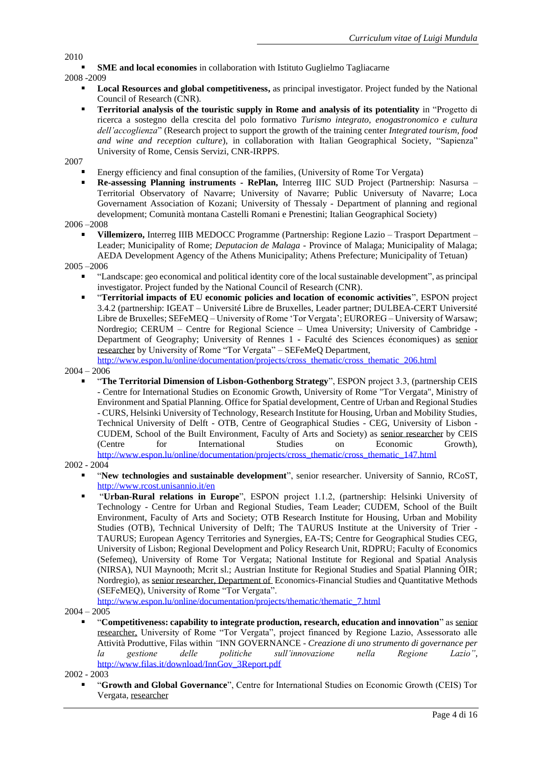2010

- **SME and local economies** in collaboration with Istituto Guglielmo Tagliacarne

2008 -2009

- **Local Resources and global competitiveness,** as principal investigator. Project funded by the National Council of Research (CNR).
- **Territorial analysis of the touristic supply in Rome and analysis of its potentiality** in "Progetto di ricerca a sostegno della crescita del polo formativo *Turismo integrato, enogastronomico e cultura dell'accoglienza*" (Research project to support the growth of the training center *Integrated tourism, food and wine and reception culture*), in collaboration with Italian Geographical Society, "Sapienza" University of Rome, Censis Servizi, CNR-IRPPS.

2007

- Energy efficiency and final consuption of the families, (University of Rome Tor Vergata)
- **Re-assessing Planning instruments - RePlan,** Interreg IIIC SUD Project (Partnership: Nasursa – Territorial Observatory of Navarre; University of Navarre; Public Universuty of Navarre; Loca Governament Association of Kozani; University of Thessaly - Department of planning and regional development; Comunità montana Castelli Romani e Prenestini; Italian Geographical Society)

2006 –2008

- **Villemizero,** Interreg IIIB MEDOCC Programme (Partnership: Regione Lazio – Trasport Department – Leader; Municipality of Rome; *Deputacion de Malaga* - Province of Malaga; Municipality of Malaga; AEDA Development Agency of the Athens Municipality; Athens Prefecture; Municipality of Tetuan)

2005 –2006

- "Landscape: geo economical and political identity core of the local sustainable development", as principal investigator. Project funded by the National Council of Research (CNR).
- "**Territorial impacts of EU economic policies and location of economic activities**", ESPON project 3.4.2 (partnership: IGEAT – Université Libre de Bruxelles, Leader partner; DULBEA-CERT Université Libre de Bruxelles; SEFeMEQ – University of Rome 'Tor Vergata'; EUROREG – University of Warsaw; Nordregio; CERUM – Centre for Regional Science – Umea University; University of Cambridge - Department of Geography; University of Rennes 1 - Faculté des Sciences économiques) as senior researcher by University of Rome "Tor Vergata" – SEFeMeQ Department, http://www.espon.lu/online/documentation/projects/cross_thematic/cross_thematic_206.html

2004 – 2006

- "**The Territorial Dimension of Lisbon-Gothenborg Strategy**", ESPON project 3.3, (partnership CEIS - Centre for International Studies on Economic Growth, University of Rome "Tor Vergata", Ministry of Environment and Spatial Planning. Office for Spatial development, Centre of Urban and Regional Studies - CURS, Helsinki University of Technology, Research Institute for Housing, Urban and Mobility Studies, Technical University of Delft - OTB, Centre of Geographical Studies - CEG, University of Lisbon - CUDEM, School of the Built Environment, Faculty of Arts and Society) as senior researcher by CEIS (Centre for International Studies on Economic Growth), http://www.espon.lu/online/documentation/projects/cross_thematic/cross_thematic_147.html

2002 - 2004

- "**New technologies and sustainable development**", senior researcher. University of Sannio, RCoST, http://www.rcost.unisannio.it/en
- "**Urban-Rural relations in Europe**", ESPON project 1.1.2, (partnership: Helsinki University of Technology - Centre for Urban and Regional Studies, Team Leader; CUDEM, School of the Built Environment, Faculty of Arts and Society; OTB Research Institute for Housing, Urban and Mobility Studies (OTB), Technical University of Delft; The TAURUS Institute at the University of Trier - TAURUS; European Agency Territories and Synergies, EA-TS; Centre for Geographical Studies CEG, University of Lisbon; Regional Development and Policy Research Unit, RDPRU; Faculty of Economics (Sefemeq), University of Rome Tor Vergata; National Institute for Regional and Spatial Analysis (NIRSA), NUI Maynooth; Mcrit sl.; Austrian Institute for Regional Studies and Spatial Planning ÖIR; Nordregio), as senior researcher, Department of Economics-Financial Studies and Quantitative Methods (SEFeMEQ), University of Rome "Tor Vergata". http://www.espon.lu/online/documentation/projects/thematic/thematic_7.html

2004 – 2005

- "**Competitiveness: capability to integrate production, research, education and innovation**" as senior researcher, University of Rome "Tor Vergata", project financed by Regione Lazio, Assessorato alle Attività Produttive, Filas within *"*INN GOVERNANCE - *Creazione di uno strumento di governance per la gestione delle politiche sull'innovazione nella Regione Lazio"*, http://www.filas.it/download/InnGov_3Report.pdf

2002 - 2003

- "**Growth and Global Governance**", Centre for International Studies on Economic Growth (CEIS) Tor Vergata, researcher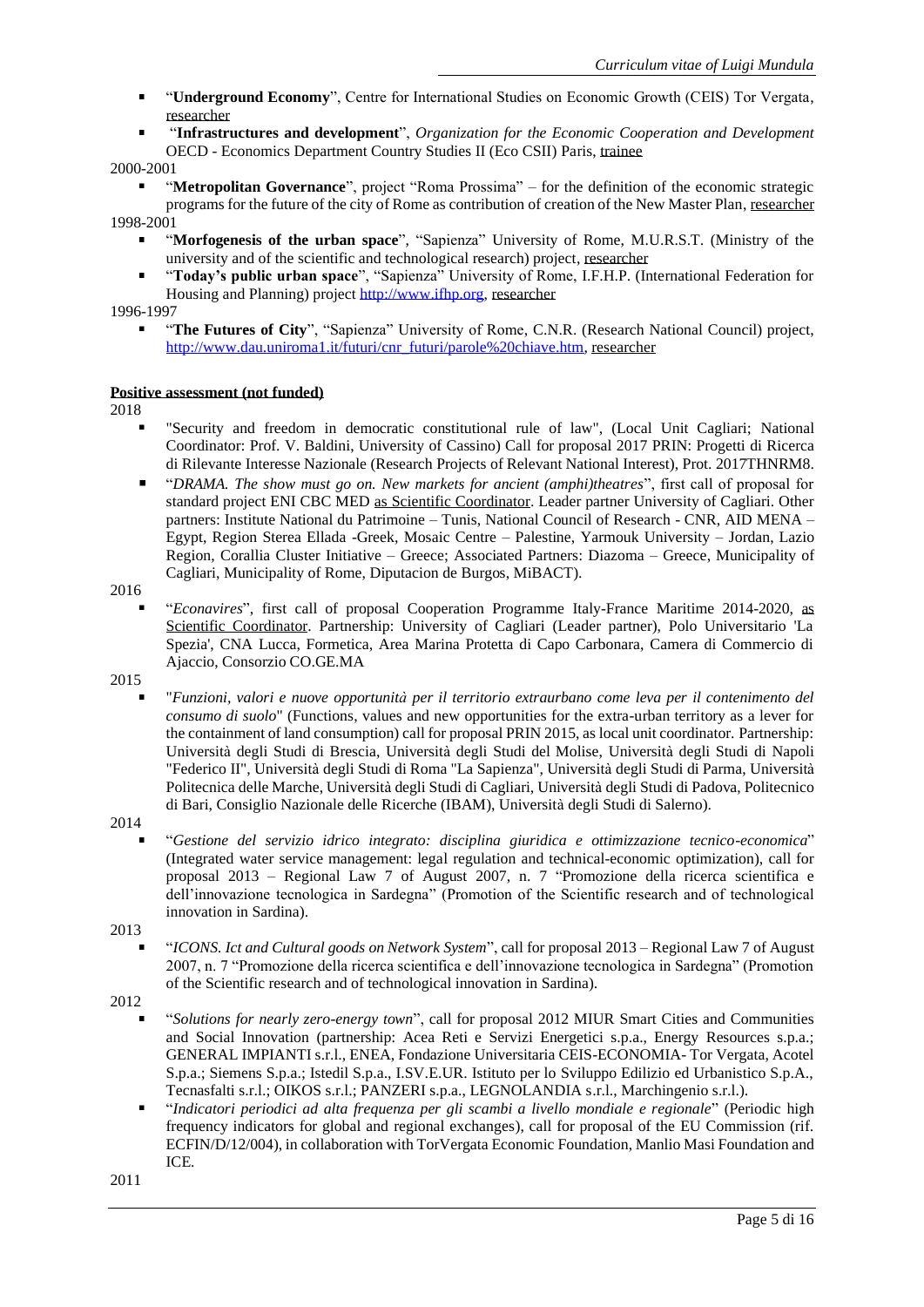- "**Underground Economy**", Centre for International Studies on Economic Growth (CEIS) Tor Vergata, researcher
- "**Infrastructures and development**", *Organization for the Economic Cooperation and Development* OECD - Economics Department Country Studies II (Eco CSII) Paris, trainee

2000-2001

- "**Metropolitan Governance**", project "Roma Prossima" – for the definition of the economic strategic programs for the future of the city of Rome as contribution of creation of the New Master Plan, researcher

1998-2001

- "**Morfogenesis of the urban space**", "Sapienza" University of Rome, M.U.R.S.T. (Ministry of the university and of the scientific and technological research) project, researcher
- "**Today's public urban space**", "Sapienza" University of Rome, I.F.H.P. (International Federation for Housing and Planning) project http://www.ifhp.org, researcher

1996-1997

- "**The Futures of City**", "Sapienza" University of Rome, C.N.R. (Research National Council) project, http://www.dau.uniroma1.it/futuri/cnr_futuri/parole%20chiave.htm, researcher

**Positive assessment (not funded)**

2018

- "Security and freedom in democratic constitutional rule of law", (Local Unit Cagliari; National Coordinator: Prof. V. Baldini, University of Cassino) Call for proposal 2017 PRIN: Progetti di Ricerca di Rilevante Interesse Nazionale (Research Projects of Relevant National Interest), Prot. 2017THNRM8.
- "*DRAMA. The show must go on. New markets for ancient (amphi)theatres*", first call of proposal for standard project ENI CBC MED as Scientific Coordinator. Leader partner University of Cagliari. Other partners: Institute National du Patrimoine – Tunis, National Council of Research - CNR, AID MENA – Egypt, Region Sterea Ellada -Greek, Mosaic Centre – Palestine, Yarmouk University – Jordan, Lazio Region, Corallia Cluster Initiative – Greece; Associated Partners: Diazoma – Greece, Municipality of Cagliari, Municipality of Rome, Diputacion de Burgos, MiBACT).

2016

- "*Econavires*", first call of proposal Cooperation Programme Italy-France Maritime 2014-2020, as Scientific Coordinator. Partnership: University of Cagliari (Leader partner), Polo Universitario 'La Spezia', CNA Lucca, Formetica, Area Marina Protetta di Capo Carbonara, Camera di Commercio di Ajaccio, Consorzio CO.GE.MA

2015

- "*Funzioni, valori e nuove opportunità per il territorio extraurbano come leva per il contenimento del consumo di suolo*" (Functions, values and new opportunities for the extra-urban territory as a lever for the containment of land consumption) call for proposal PRIN 2015, as local unit coordinator. Partnership: Università degli Studi di Brescia, Università degli Studi del Molise, Università degli Studi di Napoli "Federico II", Università degli Studi di Roma "La Sapienza", Università degli Studi di Parma, Università Politecnica delle Marche, Università degli Studi di Cagliari, Università degli Studi di Padova, Politecnico di Bari, Consiglio Nazionale delle Ricerche (IBAM), Università degli Studi di Salerno).

2014

- "*Gestione del servizio idrico integrato: disciplina giuridica e ottimizzazione tecnico-economica*" (Integrated water service management: legal regulation and technical-economic optimization), call for proposal 2013 – Regional Law 7 of August 2007, n. 7 "Promozione della ricerca scientifica e dell'innovazione tecnologica in Sardegna" (Promotion of the Scientific research and of technological innovation in Sardina).

2013

- "*ICONS. Ict and Cultural goods on Network System*", call for proposal 2013 – Regional Law 7 of August 2007, n. 7 "Promozione della ricerca scientifica e dell'innovazione tecnologica in Sardegna" (Promotion of the Scientific research and of technological innovation in Sardina).

2012

- "*Solutions for nearly zero-energy town*", call for proposal 2012 MIUR Smart Cities and Communities and Social Innovation (partnership: Acea Reti e Servizi Energetici s.p.a.; Energy Resources s.p.a.; GENERAL IMPIANTI s.r.l., ENEA, Fondazione Universitaria CEIS-ECONOMIA- Tor Vergata, Acotel S.p.a.; Siemens S.p.a.; Istedil S.p.a., I.SV.E.UR. Istituto per lo Sviluppo Edilizio ed Urbanistico S.p.A., Tecnasfalti s.r.l.; OIKOS s.r.l.; PANZERI s.p.a., LEGNOLANDIA s.r.l., Marchingenio s.r.l.).
- "*Indicatori periodici ad alta frequenza per gli scambi a livello mondiale e regionale*" (Periodic high frequency indicators for global and regional exchanges), call for proposal of the EU Commission (rif. ECFIN/D/12/004), in collaboration with TorVergata Economic Foundation, Manlio Masi Foundation and ICE.

2011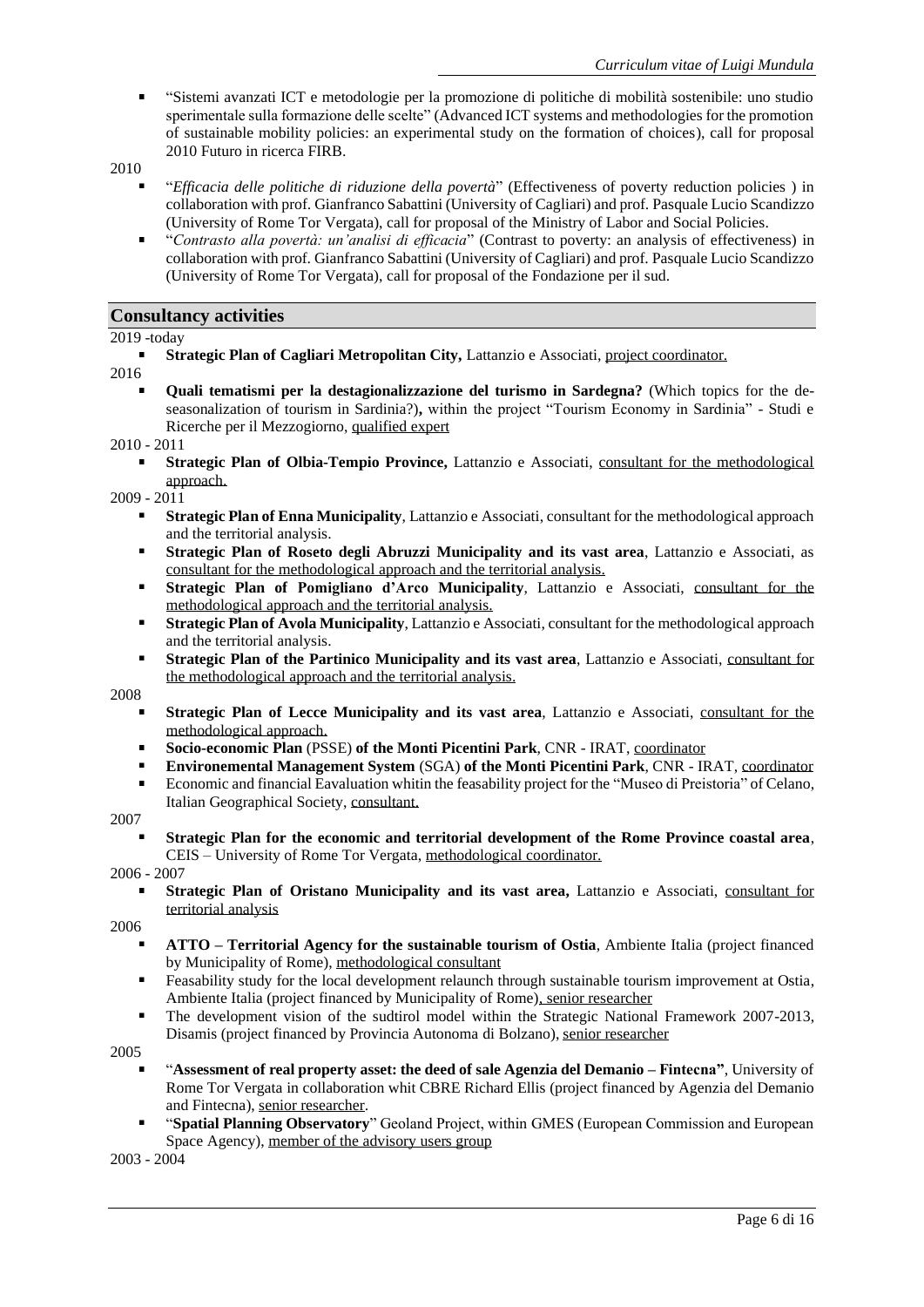- "Sistemi avanzati ICT e metodologie per la promozione di politiche di mobilità sostenibile: uno studio sperimentale sulla formazione delle scelte" (Advanced ICT systems and methodologies for the promotion of sustainable mobility policies: an experimental study on the formation of choices), call for proposal 2010 Futuro in ricerca FIRB.

2010

- "*Efficacia delle politiche di riduzione della povertà*" (Effectiveness of poverty reduction policies ) in collaboration with prof. Gianfranco Sabattini (University of Cagliari) and prof. Pasquale Lucio Scandizzo (University of Rome Tor Vergata), call for proposal of the Ministry of Labor and Social Policies.
- "*Contrasto alla povertà: un'analisi di efficacia*" (Contrast to poverty: an analysis of effectiveness) in collaboration with prof. Gianfranco Sabattini (University of Cagliari) and prof. Pasquale Lucio Scandizzo (University of Rome Tor Vergata), call for proposal of the Fondazione per il sud.

## Consultancy activities

2019 -today

- **Strategic Plan of Cagliari Metropolitan City,** Lattanzio e Associati, project coordinator.

2016

- **Quali tematismi per la destagionalizzazione del turismo in Sardegna?** (Which topics for the de-seasonalization of tourism in Sardinia?)**,** within the project "Tourism Economy in Sardinia" - Studi e Ricerche per il Mezzogiorno, qualified expert

2010 - 2011

- **Strategic Plan of Olbia-Tempio Province,** Lattanzio e Associati, consultant for the methodological approach.

2009 - 2011

- **Strategic Plan of Enna Municipality**, Lattanzio e Associati, consultant for the methodological approach and the territorial analysis.
- **Strategic Plan of Roseto degli Abruzzi Municipality and its vast area**, Lattanzio e Associati, as consultant for the methodological approach and the territorial analysis.
- **Strategic Plan of Pomigliano d'Arco Municipality**, Lattanzio e Associati, consultant for the methodological approach and the territorial analysis.
- **Strategic Plan of Avola Municipality**, Lattanzio e Associati, consultant for the methodological approach and the territorial analysis.
- **Strategic Plan of the Partinico Municipality and its vast area**, Lattanzio e Associati, consultant for the methodological approach and the territorial analysis.

2008

- **Strategic Plan of Lecce Municipality and its vast area**, Lattanzio e Associati, consultant for the methodological approach.
- **Socio-economic Plan** (PSSE) **of the Monti Picentini Park**, CNR - IRAT, coordinator
- **Environemental Management System** (SGA) **of the Monti Picentini Park**, CNR - IRAT, coordinator
- Economic and financial Eavaluation whitin the feasability project for the "Museo di Preistoria" of Celano, Italian Geographical Society, consultant.

2007

- **Strategic Plan for the economic and territorial development of the Rome Province coastal area**, CEIS – University of Rome Tor Vergata, methodological coordinator.

2006 - 2007

- **Strategic Plan of Oristano Municipality and its vast area,** Lattanzio e Associati, consultant for territorial analysis

2006

- **ATTO – Territorial Agency for the sustainable tourism of Ostia**, Ambiente Italia (project financed by Municipality of Rome), methodological consultant
- Feasability study for the local development relaunch through sustainable tourism improvement at Ostia, Ambiente Italia (project financed by Municipality of Rome), senior researcher
- The development vision of the sudtirol model within the Strategic National Framework 2007-2013, Disamis (project financed by Provincia Autonoma di Bolzano), senior researcher

2005

- "**Assessment of real property asset: the deed of sale Agenzia del Demanio – Fintecna"**, University of Rome Tor Vergata in collaboration whit CBRE Richard Ellis (project financed by Agenzia del Demanio and Fintecna), senior researcher.
- "**Spatial Planning Observatory**" Geoland Project, within GMES (European Commission and European Space Agency), member of the advisory users group

2003 - 2004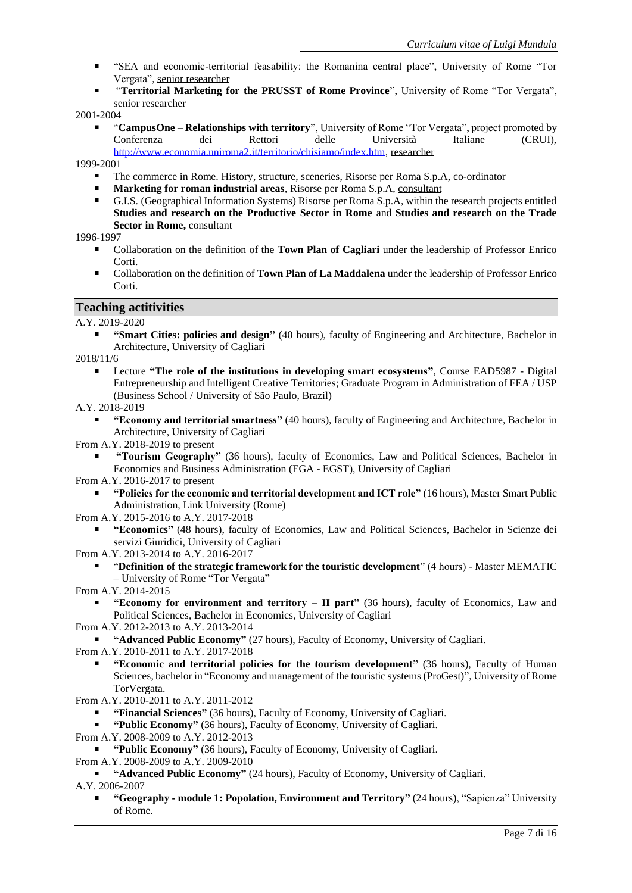- "SEA and economic-territorial feasability: the Romanina central place", University of Rome "Tor Vergata", senior researcher
- "**Territorial Marketing for the PRUSST of Rome Province**", University of Rome "Tor Vergata", senior researcher

2001-2004

- "**CampusOne – Relationships with territory**", University of Rome "Tor Vergata", project promoted by Conferenza dei Rettori delle Università Italiane (CRUI), http://www.economia.uniroma2.it/territorio/chisiamo/index.htm, researcher

1999-2001

- The commerce in Rome. History, structure, sceneries, Risorse per Roma S.p.A, co-ordinator
- **Marketing for roman industrial areas**, Risorse per Roma S.p.A, consultant
- G.I.S. (Geographical Information Systems) Risorse per Roma S.p.A, within the research projects entitled **Studies and research on the Productive Sector in Rome** and **Studies and research on the Trade Sector in Rome,** consultant

1996-1997

- Collaboration on the definition of the **Town Plan of Cagliari** under the leadership of Professor Enrico Corti.
- Collaboration on the definition of **Town Plan of La Maddalena** under the leadership of Professor Enrico Corti.

## Teaching actitivities

A.Y. 2019-2020

- **"Smart Cities: policies and design"** (40 hours), faculty of Engineering and Architecture, Bachelor in Architecture, University of Cagliari

2018/11/6

- Lecture **"The role of the institutions in developing smart ecosystems"**, Course EAD5987 - Digital Entrepreneurship and Intelligent Creative Territories; Graduate Program in Administration of FEA / USP (Business School / University of São Paulo, Brazil)

A.Y. 2018-2019

- **"Economy and territorial smartness"** (40 hours), faculty of Engineering and Architecture, Bachelor in Architecture, University of Cagliari

From A.Y. 2018-2019 to present

- **"Tourism Geography"** (36 hours), faculty of Economics, Law and Political Sciences, Bachelor in Economics and Business Administration (EGA - EGST), University of Cagliari

From A.Y. 2016-2017 to present

- **"Policies for the economic and territorial development and ICT role"** (16 hours), Master Smart Public Administration, Link University (Rome)

From A.Y. 2015-2016 to A.Y. 2017-2018

- **"Economics"** (48 hours), faculty of Economics, Law and Political Sciences, Bachelor in Scienze dei servizi Giuridici, University of Cagliari

From A.Y. 2013-2014 to A.Y. 2016-2017

- "**Definition of the strategic framework for the touristic development**" (4 hours) - Master MEMATIC – University of Rome "Tor Vergata"

From A.Y. 2014-2015

- **"Economy for environment and territory – II part"** (36 hours), faculty of Economics, Law and Political Sciences, Bachelor in Economics, University of Cagliari

From A.Y. 2012-2013 to A.Y. 2013-2014

- **"Advanced Public Economy"** (27 hours), Faculty of Economy, University of Cagliari.

From A.Y. 2010-2011 to A.Y. 2017-2018

- **"Economic and territorial policies for the tourism development"** (36 hours), Faculty of Human Sciences, bachelor in "Economy and management of the touristic systems (ProGest)", University of Rome TorVergata.

From A.Y. 2010-2011 to A.Y. 2011-2012

- **"Financial Sciences"** (36 hours), Faculty of Economy, University of Cagliari.
- **"Public Economy"** (36 hours), Faculty of Economy, University of Cagliari.

From A.Y. 2008-2009 to A.Y. 2012-2013

- **"Public Economy"** (36 hours), Faculty of Economy, University of Cagliari.

From A.Y. 2008-2009 to A.Y. 2009-2010

- **"Advanced Public Economy"** (24 hours), Faculty of Economy, University of Cagliari.

A.Y. 2006-2007

- **"Geography - module 1: Popolation, Environment and Territory"** (24 hours), "Sapienza" University of Rome.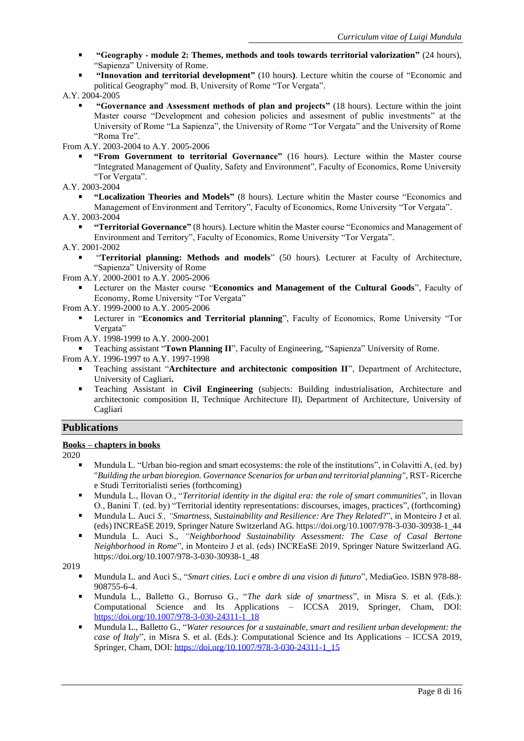- **"Geography - module 2: Themes, methods and tools towards territorial valorization"** (24 hours), "Sapienza" University of Rome.
- **"Innovation and territorial development"** (10 hours**)**. Lecture whitin the course of "Economic and political Geography" mod. B, University of Rome "Tor Vergata".

A.Y. 2004-2005

- **"Governance and Assessment methods of plan and projects"** (18 hours). Lecture within the joint Master course "Development and cohesion policies and assesment of public investments" at the University of Rome "La Sapienza", the University of Rome "Tor Vergata" and the University of Rome "Roma Tre".

From A.Y. 2003-2004 to A.Y. 2005-2006

- **"From Government to territorial Governance"** (16 hours). Lecture within the Master course "Integrated Management of Quality, Safety and Environment", Faculty of Economics, Rome University "Tor Vergata".

A.Y. 2003-2004

- **"Localization Theories and Models"** (8 hours). Lecture whitin the Master course "Economics and Management of Environment and Territory", Faculty of Economics, Rome University "Tor Vergata".

A.Y. 2003-2004

- **"Territorial Governance"** (8 hours). Lecture whitin the Master course "Economics and Management of Environment and Territory", Faculty of Economics, Rome University "Tor Vergata".

A.Y. 2001-2002

- "**Territorial planning: Methods and models**" (50 hours). Lecturer at Faculty of Architecture, "Sapienza" University of Rome

From A.Y. 2000-2001 to A.Y. 2005-2006

- Lecturer on the Master course "**Economics and Management of the Cultural Goods**", Faculty of Economy, Rome University "Tor Vergata"

From A.Y. 1999-2000 to A.Y. 2005-2006

- Lecturer in "**Economics and Territorial planning**", Faculty of Economics, Rome University "Tor Vergata"

From A.Y. 1998-1999 to A.Y. 2000-2001

- Teaching assistant "**Town Planning II**", Faculty of Engineering, "Sapienza" University of Rome.

From A.Y. 1996-1997 to A.Y. 1997-1998

- Teaching assistant "**Architecture and architectonic composition II**", Department of Architecture, University of Cagliari**.**
- Teaching Assistant in **Civil Engineering** (subjects: Building industrialisation, Architecture and architectonic composition II, Technique Architecture II), Department of Architecture, University of Cagliari

## Publications

### Books – chapters in books

2020

- Mundula L. "Urban bio-region and smart ecosystems: the role of the institutions", in Colavitti A, (ed. by) "*Building the urban bioregion. Governance Scenarios for urban and territorial planning",* RST- Ricerche e Studi Territorialisti series (forthcoming)
- Mundula L., Ilovan O., "*Territorial identity in the digital era: the role of smart communities*", in Ilovan O., Banini T. (ed. by) "Territorial identity representations: discourses, images, practices", (forthcoming)
- Mundula L. Auci *S., "Smartness, Sustainability and Resilience: Are They Related*?", in Monteiro J et al. (eds) INCREaSE 2019, Springer Nature Switzerland AG. https://doi.org/10.1007/978-3-030-30938-1_44
- Mundula L. Auci S., *"Neighborhood Sustainability Assessment: The Case of Casal Bertone Neighborhood in Rome*", in Monteiro J et al. (eds) INCREaSE 2019, Springer Nature Switzerland AG. https://doi.org/10.1007/978-3-030-30938-1_48

2019

- Mundula L. and Auci S., "*Smart cities. Luci e ombre di una vision di futuro*", MediaGeo. ISBN 978-88-908755-6-4.
- Mundula L., Balletto G., Borruso G., "*The dark side of smartness*", in Misra S. et al. (Eds.): Computational Science and Its Applications – ICCSA 2019, Springer, Cham, DOI: https://doi.org/10.1007/978-3-030-24311-1_18
- Mundula L., Balletto G., "*Water resources for a sustainable, smart and resilient urban development: the case of Italy*", in Misra S. et al. (Eds.): Computational Science and Its Applications – ICCSA 2019, Springer, Cham, DOI: https://doi.org/10.1007/978-3-030-24311-1_15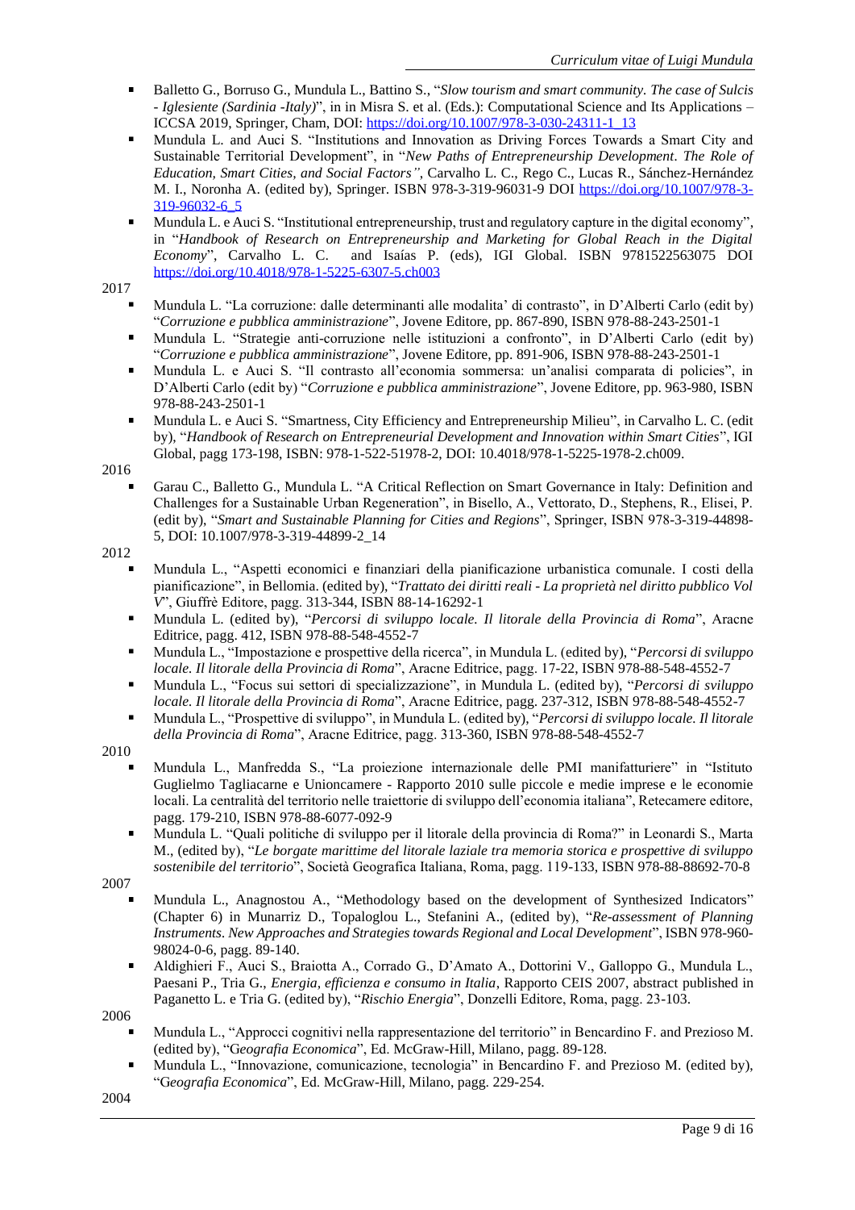- Balletto G., Borruso G., Mundula L., Battino S., "*Slow tourism and smart community. The case of Sulcis - Iglesiente (Sardinia -Italy)*", in in Misra S. et al. (Eds.): Computational Science and Its Applications – ICCSA 2019, Springer, Cham, DOI: https://doi.org/10.1007/978-3-030-24311-1_13
- Mundula L. and Auci S. "Institutions and Innovation as Driving Forces Towards a Smart City and Sustainable Territorial Development", in "*New Paths of Entrepreneurship Development*. *The Role of Education, Smart Cities, and Social Factors"*, Carvalho L. C., Rego C., Lucas R., Sánchez-Hernández M. I., Noronha A. (edited by), Springer. ISBN 978-3-319-96031-9 DOI https://doi.org/10.1007/978-3-319-96032-6_5
- Mundula L. e Auci S. "Institutional entrepreneurship, trust and regulatory capture in the digital economy", in "*Handbook of Research on Entrepreneurship and Marketing for Global Reach in the Digital Economy*", Carvalho L. C. and Isaías P. (eds), IGI Global. ISBN 9781522563075 DOI https://doi.org/10.4018/978-1-5225-6307-5.ch003

2017

- Mundula L. "La corruzione: dalle determinanti alle modalita' di contrasto", in D'Alberti Carlo (edit by) "*Corruzione e pubblica amministrazione*", Jovene Editore, pp. 867-890, ISBN 978-88-243-2501-1
- Mundula L. "Strategie anti-corruzione nelle istituzioni a confronto", in D'Alberti Carlo (edit by) "*Corruzione e pubblica amministrazione*", Jovene Editore, pp. 891-906, ISBN 978-88-243-2501-1
- Mundula L. e Auci S. "Il contrasto all'economia sommersa: un'analisi comparata di policies", in D'Alberti Carlo (edit by) "*Corruzione e pubblica amministrazione*", Jovene Editore, pp. 963-980, ISBN 978-88-243-2501-1
- Mundula L. e Auci S. "Smartness, City Efficiency and Entrepreneurship Milieu", in Carvalho L. C. (edit by), "*Handbook of Research on Entrepreneurial Development and Innovation within Smart Cities*", IGI Global, pagg 173-198, ISBN: 978-1-522-51978-2, DOI: 10.4018/978-1-5225-1978-2.ch009.

2016

- Garau C., Balletto G., Mundula L. "A Critical Reflection on Smart Governance in Italy: Definition and Challenges for a Sustainable Urban Regeneration", in Bisello, A., Vettorato, D., Stephens, R., Elisei, P. (edit by), "*Smart and Sustainable Planning for Cities and Regions*", Springer, ISBN 978-3-319-44898-5, DOI: 10.1007/978-3-319-44899-2_14

2012

- Mundula L., "Aspetti economici e finanziari della pianificazione urbanistica comunale. I costi della pianificazione", in Bellomia. (edited by), "*Trattato dei diritti reali - La proprietà nel diritto pubblico Vol V*", Giuffrè Editore, pagg. 313-344, ISBN 88-14-16292-1
- Mundula L. (edited by), "*Percorsi di sviluppo locale. Il litorale della Provincia di Roma*", Aracne Editrice, pagg. 412, ISBN 978-88-548-4552-7
- Mundula L., "Impostazione e prospettive della ricerca", in Mundula L. (edited by), "*Percorsi di sviluppo locale. Il litorale della Provincia di Roma*", Aracne Editrice, pagg. 17-22, ISBN 978-88-548-4552-7
- Mundula L., "Focus sui settori di specializzazione", in Mundula L. (edited by), "*Percorsi di sviluppo locale. Il litorale della Provincia di Roma*", Aracne Editrice, pagg. 237-312, ISBN 978-88-548-4552-7
- Mundula L., "Prospettive di sviluppo", in Mundula L. (edited by), "*Percorsi di sviluppo locale. Il litorale della Provincia di Roma*", Aracne Editrice, pagg. 313-360, ISBN 978-88-548-4552-7

2010

- Mundula L., Manfredda S., "La proiezione internazionale delle PMI manifatturiere" in "Istituto Guglielmo Tagliacarne e Unioncamere - Rapporto 2010 sulle piccole e medie imprese e le economie locali. La centralità del territorio nelle traiettorie di sviluppo dell'economia italiana", Retecamere editore, pagg. 179-210, ISBN 978-88-6077-092-9
- Mundula L. "Quali politiche di sviluppo per il litorale della provincia di Roma?" in Leonardi S., Marta M., (edited by), "*Le borgate marittime del litorale laziale tra memoria storica e prospettive di sviluppo sostenibile del territorio*", Società Geografica Italiana, Roma, pagg. 119-133, ISBN 978-88-88692-70-8

2007

- Mundula L., Anagnostou A., "Methodology based on the development of Synthesized Indicators" (Chapter 6) in Munarriz D., Topaloglou L., Stefanini A., (edited by), "*Re-assessment of Planning Instruments*. *New Approaches and Strategies towards Regional and Local Development*", ISBN 978-960-98024-0-6, pagg. 89-140.
- Aldighieri F., Auci S., Braiotta A., Corrado G., D'Amato A., Dottorini V., Galloppo G., Mundula L., Paesani P., Tria G., *Energia, efficienza e consumo in Italia*, Rapporto CEIS 2007, abstract published in Paganetto L. e Tria G. (edited by), "*Rischio Energia*", Donzelli Editore, Roma, pagg. 23-103.

2006

- Mundula L., "Approcci cognitivi nella rappresentazione del territorio" in Bencardino F. and Prezioso M. (edited by), "*Geografia Economica*", Ed. McGraw-Hill, Milano, pagg. 89-128.
- Mundula L., "Innovazione, comunicazione, tecnologia" in Bencardino F. and Prezioso M. (edited by), "*Geografia Economica*", Ed. McGraw-Hill, Milano, pagg. 229-254.

2004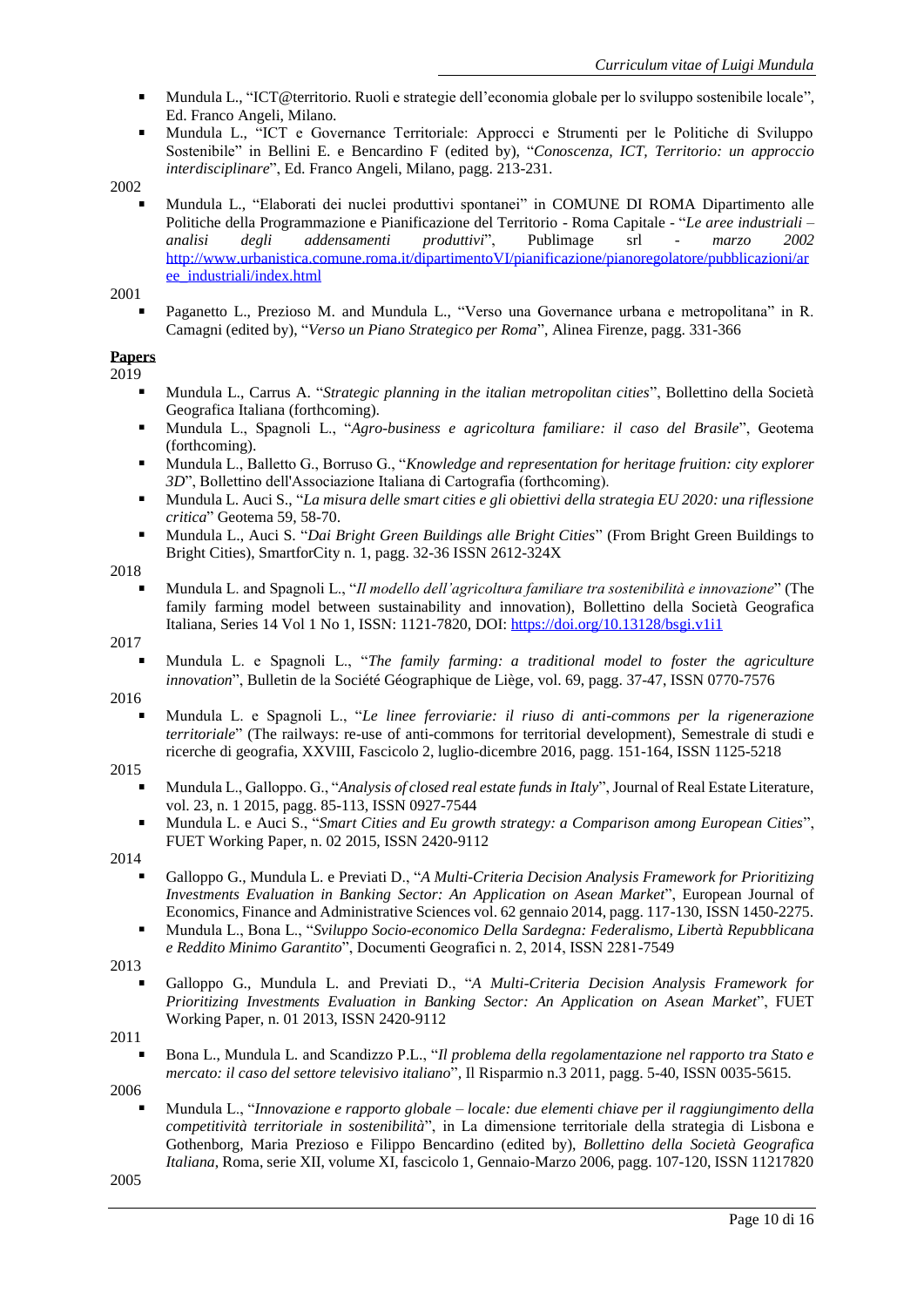- Mundula L., "ICT@territorio. Ruoli e strategie dell'economia globale per lo sviluppo sostenibile locale", Ed. Franco Angeli, Milano.
- Mundula L., "ICT e Governance Territoriale: Approcci e Strumenti per le Politiche di Sviluppo Sostenibile" in Bellini E. e Bencardino F (edited by), "*Conoscenza, ICT, Territorio: un approccio interdisciplinare*", Ed. Franco Angeli, Milano, pagg. 213-231.

2002

- Mundula L., "Elaborati dei nuclei produttivi spontanei" in COMUNE DI ROMA Dipartimento alle Politiche della Programmazione e Pianificazione del Territorio - Roma Capitale - "*Le aree industriali – analisi degli addensamenti produttivi*", Publimage srl - *marzo 2002* [http://www.urbanistica.comune.roma.it/dipartimentoVI/pianificazione/pianoregolatore/pubblicazioni/aree_industriali/index.html](http://www.urbanistica.comune.roma.it/dipartimentoVI/pianificazione/pianoregolatore/pubblicazioni/aree_industriali/index.html)

2001

- Paganetto L., Prezioso M. and Mundula L., "Verso una Governance urbana e metropolitana" in R. Camagni (edited by), "*Verso un Piano Strategico per Roma*", Alinea Firenze, pagg. 331-366

**Papers**

2019

- Mundula L., Carrus A. "*Strategic planning in the italian metropolitan cities*", Bollettino della Società Geografica Italiana (forthcoming).
- Mundula L., Spagnoli L., "*Agro-business e agricoltura familiare: il caso del Brasile*", Geotema (forthcoming).
- Mundula L., Balletto G., Borruso G., "*Knowledge and representation for heritage fruition: city explorer 3D*", Bollettino dell'Associazione Italiana di Cartografia (forthcoming).
- Mundula L. Auci S., "*La misura delle smart cities e gli obiettivi della strategia EU 2020: una riflessione critica*" Geotema 59, 58-70.
- Mundula L., Auci S. "*Dai Bright Green Buildings alle Bright Cities*" (From Bright Green Buildings to Bright Cities), SmartforCity n. 1, pagg. 32-36 ISSN 2612-324X

2018

- Mundula L. and Spagnoli L., "*Il modello dell'agricoltura familiare tra sostenibilità e innovazione*" (The family farming model between sustainability and innovation), Bollettino della Società Geografica Italiana, Series 14 Vol 1 No 1, ISSN: 1121-7820, DOI: [https://doi.org/10.13128/bsgi.v1i1](https://doi.org/10.13128/bsgi.v1i1)

2017

- Mundula L. e Spagnoli L., "*The family farming: a traditional model to foster the agriculture innovation*", Bulletin de la Société Géographique de Liège, vol. 69, pagg. 37-47, ISSN 0770-7576

2016

- Mundula L. e Spagnoli L., "*Le linee ferroviarie: il riuso di anti-commons per la rigenerazione territoriale*" (The railways: re-use of anti-commons for territorial development), Semestrale di studi e ricerche di geografia, XXVIII, Fascicolo 2, luglio-dicembre 2016, pagg. 151-164, ISSN 1125-5218

2015

- Mundula L., Galloppo. G., "*Analysis of closed real estate funds in Italy*", Journal of Real Estate Literature, vol. 23, n. 1 2015, pagg. 85-113, ISSN 0927-7544
- Mundula L. e Auci S., "*Smart Cities and Eu growth strategy: a Comparison among European Cities*", FUET Working Paper, n. 02 2015, ISSN 2420-9112

2014

- Galloppo G., Mundula L. e Previati D., "*A Multi-Criteria Decision Analysis Framework for Prioritizing Investments Evaluation in Banking Sector: An Application on Asean Market*", European Journal of Economics, Finance and Administrative Sciences vol. 62 gennaio 2014, pagg. 117-130, ISSN 1450-2275.
- Mundula L., Bona L., "*Sviluppo Socio-economico Della Sardegna: Federalismo, Libertà Repubblicana e Reddito Minimo Garantito*", Documenti Geografici n. 2, 2014, ISSN 2281-7549

2013

- Galloppo G., Mundula L. and Previati D., "*A Multi-Criteria Decision Analysis Framework for Prioritizing Investments Evaluation in Banking Sector: An Application on Asean Market*", FUET Working Paper, n. 01 2013, ISSN 2420-9112

2011

- Bona L., Mundula L. and Scandizzo P.L., "*Il problema della regolamentazione nel rapporto tra Stato e mercato: il caso del settore televisivo italiano*", Il Risparmio n.3 2011, pagg. 5-40, ISSN 0035-5615.

2006

- Mundula L., "*Innovazione e rapporto globale – locale: due elementi chiave per il raggiungimento della competitività territoriale in sostenibilità*", in La dimensione territoriale della strategia di Lisbona e Gothenborg, Maria Prezioso e Filippo Bencardino (edited by), *Bollettino della Società Geografica Italiana*, Roma, serie XII, volume XI, fascicolo 1, Gennaio-Marzo 2006, pagg. 107-120, ISSN 11217820

2005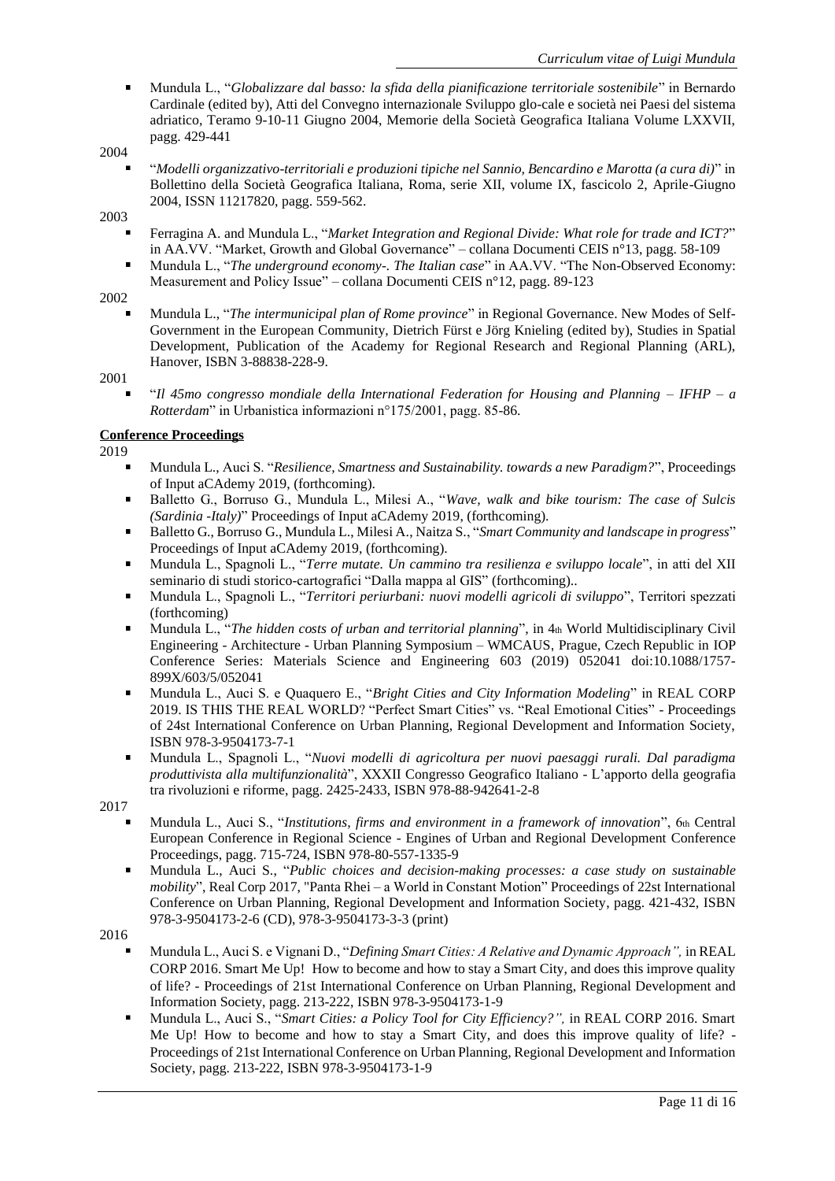- Mundula L., "*Globalizzare dal basso: la sfida della pianificazione territoriale sostenibile*" in Bernardo Cardinale (edited by), Atti del Convegno internazionale Sviluppo glo-cale e società nei Paesi del sistema adriatico, Teramo 9-10-11 Giugno 2004, Memorie della Società Geografica Italiana Volume LXXVII, pagg. 429-441

2004

- "*Modelli organizzativo-territoriali e produzioni tipiche nel Sannio, Bencardino e Marotta (a cura di)*" in Bollettino della Società Geografica Italiana, Roma, serie XII, volume IX, fascicolo 2, Aprile-Giugno 2004, ISSN 11217820, pagg. 559-562.

2003

- Ferragina A. and Mundula L., "*Market Integration and Regional Divide: What role for trade and ICT?*" in AA.VV. "Market, Growth and Global Governance" – collana Documenti CEIS n°13, pagg. 58-109
- Mundula L., "*The underground economy-. The Italian case*" in AA.VV. "The Non-Observed Economy: Measurement and Policy Issue" – collana Documenti CEIS n°12, pagg. 89-123

2002

- Mundula L., "*The intermunicipal plan of Rome province*" in Regional Governance. New Modes of Self-Government in the European Community, Dietrich Fürst e Jörg Knieling (edited by), Studies in Spatial Development, Publication of the Academy for Regional Research and Regional Planning (ARL), Hanover, ISBN 3-88838-228-9.

2001

- "*Il 45mo congresso mondiale della International Federation for Housing and Planning – IFHP – a Rotterdam*" in Urbanistica informazioni n°175/2001, pagg. 85-86.

**Conference Proceedings**

2019

- Mundula L., Auci S. "*Resilience, Smartness and Sustainability. towards a new Paradigm?*", Proceedings of Input aCAdemy 2019, (forthcoming).
- Balletto G., Borruso G., Mundula L., Milesi A., "*Wave, walk and bike tourism: The case of Sulcis (Sardinia -Italy)*" Proceedings of Input aCAdemy 2019, (forthcoming).
- Balletto G., Borruso G., Mundula L., Milesi A., Naitza S., "*Smart Community and landscape in progress*" Proceedings of Input aCAdemy 2019, (forthcoming).
- Mundula L., Spagnoli L., "*Terre mutate. Un cammino tra resilienza e sviluppo locale*", in atti del XII seminario di studi storico-cartografici "Dalla mappa al GIS" (forthcoming)..
- Mundula L., Spagnoli L., "*Territori periurbani: nuovi modelli agricoli di sviluppo*", Territori spezzati (forthcoming)
- Mundula L., "*The hidden costs of urban and territorial planning*", in 4th World Multidisciplinary Civil Engineering - Architecture - Urban Planning Symposium – WMCAUS, Prague, Czech Republic in IOP Conference Series: Materials Science and Engineering 603 (2019) 052041 doi:10.1088/1757-899X/603/5/052041
- Mundula L., Auci S. e Quaquero E., "*Bright Cities and City Information Modeling*" in REAL CORP 2019. IS THIS THE REAL WORLD? "Perfect Smart Cities" vs. "Real Emotional Cities" - Proceedings of 24st International Conference on Urban Planning, Regional Development and Information Society, ISBN 978-3-9504173-7-1
- Mundula L., Spagnoli L., "*Nuovi modelli di agricoltura per nuovi paesaggi rurali. Dal paradigma produttivista alla multifunzionalità*", XXXII Congresso Geografico Italiano - L'apporto della geografia tra rivoluzioni e riforme, pagg. 2425-2433, ISBN 978-88-942641-2-8

2017

- Mundula L., Auci S., "*Institutions, firms and environment in a framework of innovation*", 6th Central European Conference in Regional Science - Engines of Urban and Regional Development Conference Proceedings, pagg. 715-724, ISBN 978-80-557-1335-9
- Mundula L., Auci S., "*Public choices and decision-making processes: a case study on sustainable mobility*", Real Corp 2017, "Panta Rhei – a World in Constant Motion" Proceedings of 22st International Conference on Urban Planning, Regional Development and Information Society, pagg. 421-432, ISBN 978-3-9504173-2-6 (CD), 978-3-9504173-3-3 (print)

2016

- Mundula L., Auci S. e Vignani D., "*Defining Smart Cities: A Relative and Dynamic Approach",* in REAL CORP 2016. Smart Me Up! How to become and how to stay a Smart City, and does this improve quality of life? - Proceedings of 21st International Conference on Urban Planning, Regional Development and Information Society, pagg. 213-222, ISBN 978-3-9504173-1-9
- Mundula L., Auci S., "*Smart Cities: a Policy Tool for City Efficiency?",* in REAL CORP 2016. Smart Me Up! How to become and how to stay a Smart City, and does this improve quality of life? - Proceedings of 21st International Conference on Urban Planning, Regional Development and Information Society, pagg. 213-222, ISBN 978-3-9504173-1-9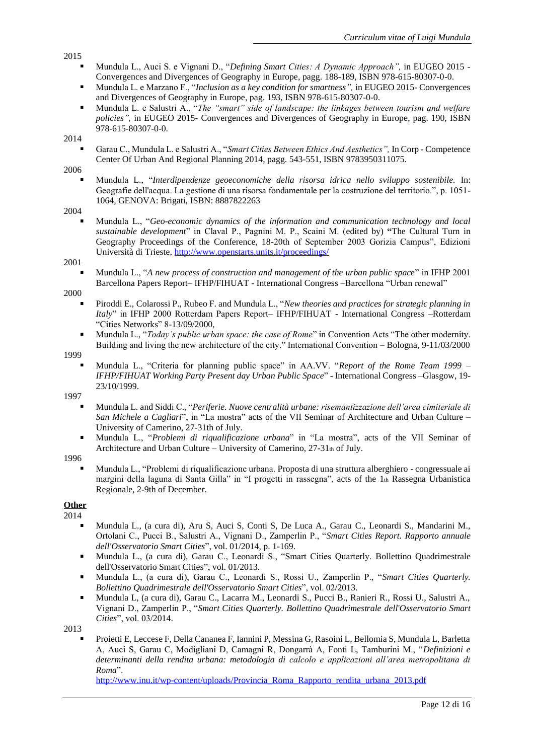2015

- Mundula L., Auci S. e Vignani D., "*Defining Smart Cities: A Dynamic Approach",* in EUGEO 2015 - Convergences and Divergences of Geography in Europe, pagg. 188-189, ISBN 978-615-80307-0-0.
- Mundula L. e Marzano F., "*Inclusion as a key condition for smartness",* in EUGEO 2015- Convergences and Divergences of Geography in Europe, pag. 193, ISBN 978-615-80307-0-0.
- Mundula L. e Salustri A., "*The "smart" side of landscape: the linkages between tourism and welfare policies",* in EUGEO 2015- Convergences and Divergences of Geography in Europe, pag. 190, ISBN 978-615-80307-0-0.

2014

- Garau C., Mundula L. e Salustri A., "*Smart Cities Between Ethics And Aesthetics",* In Corp - Competence Center Of Urban And Regional Planning 2014, pagg. 543-551, ISBN 9783950311075.

2006

- Mundula L., "*Interdipendenze geoeconomiche della risorsa idrica nello sviluppo sostenibile.* In: Geografie dell'acqua. La gestione di una risorsa fondamentale per la costruzione del territorio.", p. 1051-1064, GENOVA: Brigati, ISBN: 8887822263

2004

- Mundula L., "*Geo-economic dynamics of the information and communication technology and local sustainable development*" in Claval P., Pagnini M. P., Scaini M. (edited by) **"**The Cultural Turn in Geography Proceedings of the Conference, 18-20th of September 2003 Gorizia Campus", Edizioni Università di Trieste, http://www.openstarts.units.it/proceedings/

2001

- Mundula L., "*A new process of construction and management of the urban public space*" in IFHP 2001 Barcellona Papers Report– IFHP/FIHUAT - International Congress –Barcellona "Urban renewal"

2000

- Piroddi E., Colarossi P., Rubeo F. and Mundula L., "*New theories and practices for strategic planning in Italy*" in IFHP 2000 Rotterdam Papers Report– IFHP/FIHUAT - International Congress –Rotterdam "Cities Networks" 8-13/09/2000,
- Mundula L., "*Today's public urban space: the case of Rome*" in Convention Acts "The other modernity. Building and living the new architecture of the city." International Convention – Bologna, 9-11/03/2000

1999

- Mundula L., "Criteria for planning public space" in AA.VV. "*Report of the Rome Team 1999 – IFHP/FIHUAT Working Party Present day Urban Public Space*" - International Congress –Glasgow, 19-23/10/1999.

1997

- Mundula L. and Siddi C., "*Periferie. Nuove centralità urbane: risemantizzazione dell'area cimiteriale di San Michele a Cagliari*", in "La mostra" acts of the VII Seminar of Architecture and Urban Culture – University of Camerino, 27-31th of July.
- Mundula L., "*Problemi di riqualificazione urbana*" in "La mostra", acts of the VII Seminar of Architecture and Urban Culture – University of Camerino, 27-31th of July.

1996

- Mundula L., "Problemi di riqualificazione urbana. Proposta di una struttura alberghiero - congressuale ai margini della laguna di Santa Gilla" in "I progetti in rassegna", acts of the 1th Rassegna Urbanistica Regionale, 2-9th of December.

**Other**

2014

- Mundula L., (a cura di), Aru S, Auci S, Conti S, De Luca A., Garau C., Leonardi S., Mandarini M., Ortolani C., Pucci B., Salustri A., Vignani D., Zamperlin P., "*Smart Cities Report. Rapporto annuale dell'Osservatorio Smart Cities*", vol. 01/2014, p. 1-169.
- Mundula L., (a cura di), Garau C., Leonardi S., "Smart Cities Quarterly. Bollettino Quadrimestrale dell'Osservatorio Smart Cities", vol. 01/2013.
- Mundula L., (a cura di), Garau C., Leonardi S., Rossi U., Zamperlin P., "*Smart Cities Quarterly. Bollettino Quadrimestrale dell'Osservatorio Smart Cities*", vol. 02/2013.
- Mundula L, (a cura di), Garau C., Lacarra M., Leonardi S., Pucci B., Ranieri R., Rossi U., Salustri A., Vignani D., Zamperlin P., "*Smart Cities Quarterly. Bollettino Quadrimestrale dell'Osservatorio Smart Cities*", vol. 03/2014.

2013

- Proietti E, Leccese F, Della Cananea F, Iannini P, Messina G, Rasoini L, Bellomia S, Mundula L, Barletta A, Auci S, Garau C, Modigliani D, Camagni R, Dongarrà A, Fonti L, Tamburini M., "*Definizioni e determinanti della rendita urbana: metodologia di calcolo e applicazioni all'area metropolitana di Roma*".
  http://www.inu.it/wp-content/uploads/Provincia_Roma_Rapporto_rendita_urbana_2013.pdf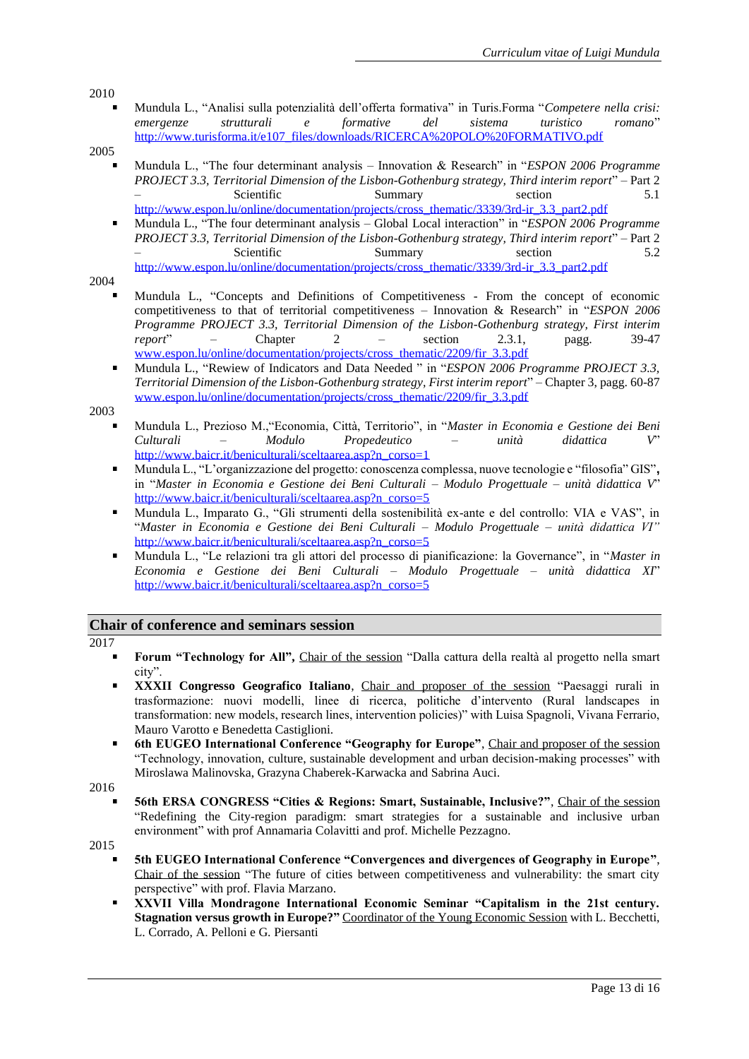2010

- Mundula L., "Analisi sulla potenzialità dell'offerta formativa" in Turis.Forma "*Competere nella crisi: emergenze strutturali e formative del sistema turistico romano*" http://www.turisforma.it/e107_files/downloads/RICERCA%20POLO%20FORMATIVO.pdf

2005

- Mundula L., "The four determinant analysis – Innovation & Research" in "*ESPON 2006 Programme PROJECT 3.3, Territorial Dimension of the Lisbon-Gothenburg strategy, Third interim report*" – Part 2 – Scientific Summary section 5.1 http://www.espon.lu/online/documentation/projects/cross_thematic/3339/3rd-ir_3.3_part2.pdf
- Mundula L., "The four determinant analysis – Global Local interaction" in "*ESPON 2006 Programme PROJECT 3.3, Territorial Dimension of the Lisbon-Gothenburg strategy, Third interim report*" – Part 2 – Scientific Summary section 5.2 http://www.espon.lu/online/documentation/projects/cross_thematic/3339/3rd-ir_3.3_part2.pdf

2004

- Mundula L., "Concepts and Definitions of Competitiveness - From the concept of economic competitiveness to that of territorial competitiveness – Innovation & Research" in "*ESPON 2006 Programme PROJECT 3.3, Territorial Dimension of the Lisbon-Gothenburg strategy, First interim report*" – Chapter 2 – section 2.3.1, pagg. 39-47 www.espon.lu/online/documentation/projects/cross_thematic/2209/fir_3.3.pdf
- Mundula L., "Rewiew of Indicators and Data Needed " in "*ESPON 2006 Programme PROJECT 3.3, Territorial Dimension of the Lisbon-Gothenburg strategy, First interim report*" – Chapter 3, pagg. 60-87 www.espon.lu/online/documentation/projects/cross_thematic/2209/fir_3.3.pdf

2003

- Mundula L., Prezioso M.,"Economia, Città, Territorio", in "*Master in Economia e Gestione dei Beni Culturali – Modulo Propedeutico – unità didattica V*" http://www.baicr.it/beniculturali/sceltaarea.asp?n_corso=1
- Mundula L., "L'organizzazione del progetto: conoscenza complessa, nuove tecnologie e "filosofia" GIS"**,** in "*Master in Economia e Gestione dei Beni Culturali – Modulo Progettuale – unità didattica V*" http://www.baicr.it/beniculturali/sceltaarea.asp?n_corso=5
- Mundula L., Imparato G., "Gli strumenti della sostenibilità ex-ante e del controllo: VIA e VAS", in "*Master in Economia e Gestione dei Beni Culturali – Modulo Progettuale – unità didattica VI"* http://www.baicr.it/beniculturali/sceltaarea.asp?n_corso=5
- Mundula L., "Le relazioni tra gli attori del processo di pianificazione: la Governance", in "*Master in Economia e Gestione dei Beni Culturali – Modulo Progettuale – unità didattica XI*" http://www.baicr.it/beniculturali/sceltaarea.asp?n_corso=5

## Chair of conference and seminars session

2017

- **Forum "Technology for All",** Chair of the session "Dalla cattura della realtà al progetto nella smart city".
- **XXXII Congresso Geografico Italiano**, Chair and proposer of the session "Paesaggi rurali in trasformazione: nuovi modelli, linee di ricerca, politiche d'intervento (Rural landscapes in transformation: new models, research lines, intervention policies)" with Luisa Spagnoli, Vivana Ferrario, Mauro Varotto e Benedetta Castiglioni.
- **6th EUGEO International Conference "Geography for Europe"**, Chair and proposer of the session "Technology, innovation, culture, sustainable development and urban decision-making processes" with Miroslawa Malinovska, Grazyna Chaberek-Karwacka and Sabrina Auci.

2016

- **56th ERSA CONGRESS "Cities & Regions: Smart, Sustainable, Inclusive?"**, Chair of the session "Redefining the City-region paradigm: smart strategies for a sustainable and inclusive urban environment" with prof Annamaria Colavitti and prof. Michelle Pezzagno.

2015

- **5th EUGEO International Conference "Convergences and divergences of Geography in Europe"**, Chair of the session "The future of cities between competitiveness and vulnerability: the smart city perspective" with prof. Flavia Marzano.
- **XXVII Villa Mondragone International Economic Seminar "Capitalism in the 21st century. Stagnation versus growth in Europe?"** Coordinator of the Young Economic Session with L. Becchetti, L. Corrado, A. Pelloni e G. Piersanti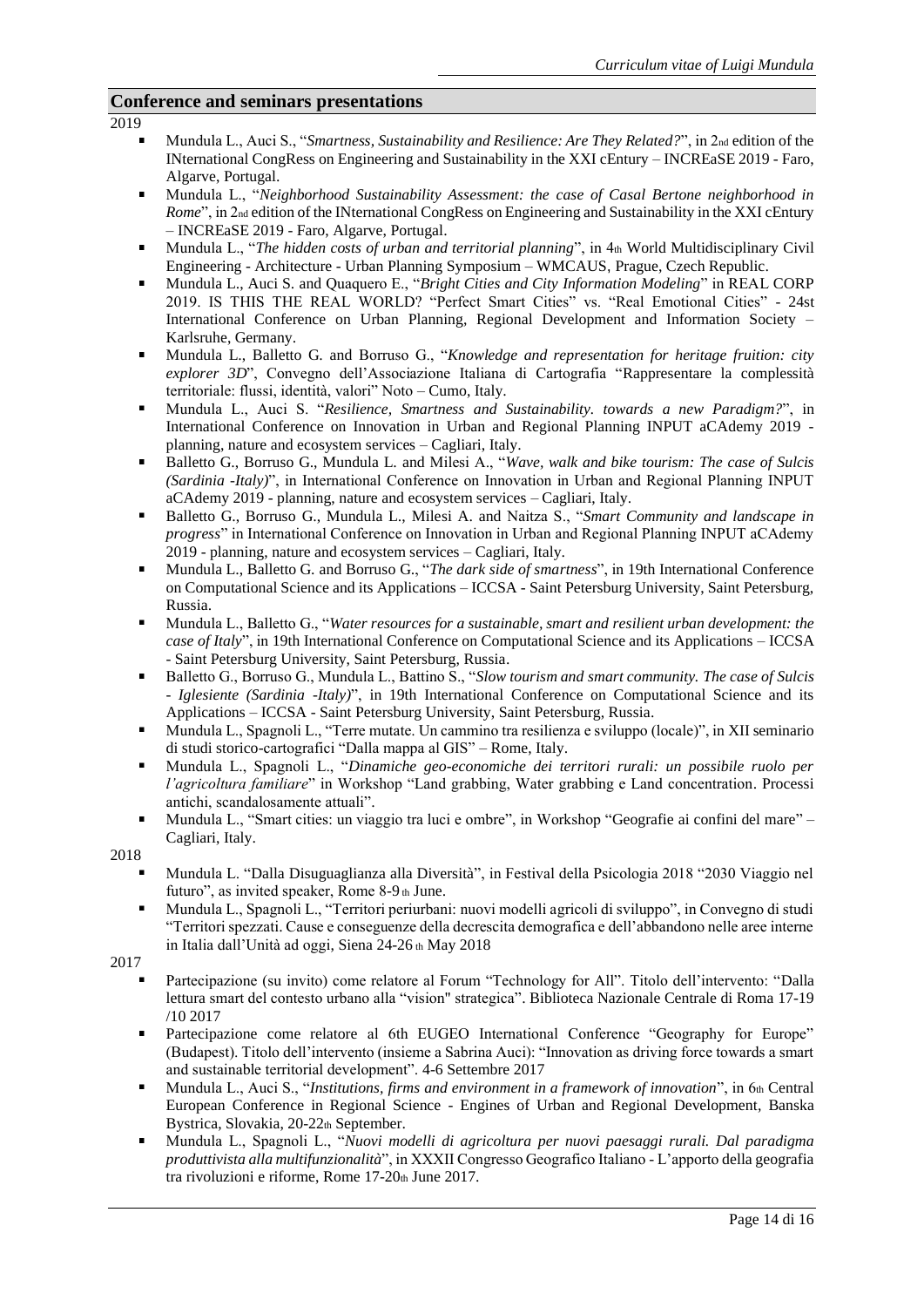## Conference and seminars presentations

2019

- Mundula L., Auci S., "*Smartness, Sustainability and Resilience: Are They Related?*", in 2nd edition of the INternational CongRess on Engineering and Sustainability in the XXI cEntury – INCREaSE 2019 - Faro, Algarve, Portugal.
- Mundula L., "*Neighborhood Sustainability Assessment: the case of Casal Bertone neighborhood in Rome*", in 2nd edition of the INternational CongRess on Engineering and Sustainability in the XXI cEntury – INCREaSE 2019 - Faro, Algarve, Portugal.
- Mundula L., "*The hidden costs of urban and territorial planning*", in 4th World Multidisciplinary Civil Engineering - Architecture - Urban Planning Symposium – WMCAUS, Prague, Czech Republic.
- Mundula L., Auci S. and Quaquero E., "*Bright Cities and City Information Modeling*" in REAL CORP 2019. IS THIS THE REAL WORLD? "Perfect Smart Cities" vs. "Real Emotional Cities" - 24st International Conference on Urban Planning, Regional Development and Information Society – Karlsruhe, Germany.
- Mundula L., Balletto G. and Borruso G., "*Knowledge and representation for heritage fruition: city explorer 3D*", Convegno dell'Associazione Italiana di Cartografia "Rappresentare la complessità territoriale: flussi, identità, valori" Noto – Cumo, Italy.
- Mundula L., Auci S. "*Resilience, Smartness and Sustainability. towards a new Paradigm?*", in International Conference on Innovation in Urban and Regional Planning INPUT aCAdemy 2019 - planning, nature and ecosystem services – Cagliari, Italy.
- Balletto G., Borruso G., Mundula L. and Milesi A., "*Wave, walk and bike tourism: The case of Sulcis (Sardinia -Italy)*", in International Conference on Innovation in Urban and Regional Planning INPUT aCAdemy 2019 - planning, nature and ecosystem services – Cagliari, Italy.
- Balletto G., Borruso G., Mundula L., Milesi A. and Naitza S., "*Smart Community and landscape in progress*" in International Conference on Innovation in Urban and Regional Planning INPUT aCAdemy 2019 - planning, nature and ecosystem services – Cagliari, Italy.
- Mundula L., Balletto G. and Borruso G., "*The dark side of smartness*", in 19th International Conference on Computational Science and its Applications – ICCSA - Saint Petersburg University, Saint Petersburg, Russia.
- Mundula L., Balletto G., "*Water resources for a sustainable, smart and resilient urban development: the case of Italy*", in 19th International Conference on Computational Science and its Applications – ICCSA - Saint Petersburg University, Saint Petersburg, Russia.
- Balletto G., Borruso G., Mundula L., Battino S., "*Slow tourism and smart community. The case of Sulcis - Iglesiente (Sardinia -Italy)*", in 19th International Conference on Computational Science and its Applications – ICCSA - Saint Petersburg University, Saint Petersburg, Russia.
- Mundula L., Spagnoli L., "Terre mutate. Un cammino tra resilienza e sviluppo (locale)", in XII seminario di studi storico-cartografici "Dalla mappa al GIS" – Rome, Italy.
- Mundula L., Spagnoli L., "*Dinamiche geo-economiche dei territori rurali: un possibile ruolo per l'agricoltura familiare*" in Workshop "Land grabbing, Water grabbing e Land concentration. Processi antichi, scandalosamente attuali".
- Mundula L., "Smart cities: un viaggio tra luci e ombre", in Workshop "Geografie ai confini del mare" – Cagliari, Italy.

2018

- Mundula L. "Dalla Disuguaglianza alla Diversità", in Festival della Psicologia 2018 "2030 Viaggio nel futuro", as invited speaker, Rome 8-9 th June.
- Mundula L., Spagnoli L., "Territori periurbani: nuovi modelli agricoli di sviluppo", in Convegno di studi "Territori spezzati. Cause e conseguenze della decrescita demografica e dell'abbandono nelle aree interne in Italia dall'Unità ad oggi, Siena 24-26 th May 2018

2017

- Partecipazione (su invito) come relatore al Forum "Technology for All". Titolo dell'intervento: "Dalla lettura smart del contesto urbano alla "vision" strategica". Biblioteca Nazionale Centrale di Roma 17-19 /10 2017
- Partecipazione come relatore al 6th EUGEO International Conference "Geography for Europe" (Budapest). Titolo dell'intervento (insieme a Sabrina Auci): "Innovation as driving force towards a smart and sustainable territorial development". 4-6 Settembre 2017
- Mundula L., Auci S., "*Institutions, firms and environment in a framework of innovation*", in 6th Central European Conference in Regional Science - Engines of Urban and Regional Development, Banska Bystrica, Slovakia, 20-22th September.
- Mundula L., Spagnoli L., "*Nuovi modelli di agricoltura per nuovi paesaggi rurali. Dal paradigma produttivista alla multifunzionalità*", in XXXII Congresso Geografico Italiano - L'apporto della geografia tra rivoluzioni e riforme, Rome 17-20th June 2017.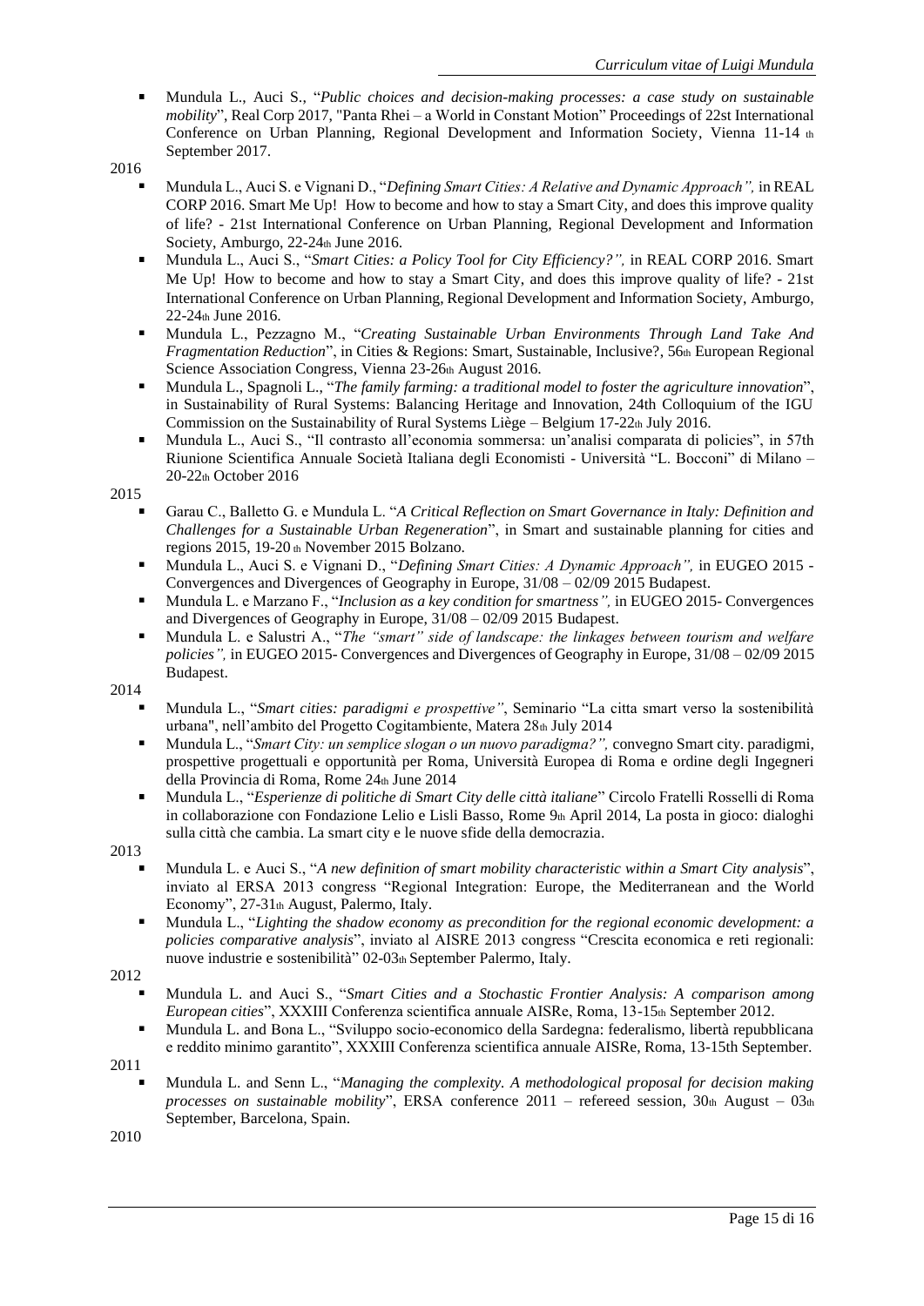- Mundula L., Auci S., "*Public choices and decision-making processes: a case study on sustainable mobility*", Real Corp 2017, "Panta Rhei – a World in Constant Motion" Proceedings of 22st International Conference on Urban Planning, Regional Development and Information Society, Vienna 11-14 th September 2017.

2016

- Mundula L., Auci S. e Vignani D., "*Defining Smart Cities: A Relative and Dynamic Approach",* in REAL CORP 2016. Smart Me Up! How to become and how to stay a Smart City, and does this improve quality of life? - 21st International Conference on Urban Planning, Regional Development and Information Society, Amburgo, 22-24th June 2016.
- Mundula L., Auci S., "*Smart Cities: a Policy Tool for City Efficiency?",* in REAL CORP 2016. Smart Me Up! How to become and how to stay a Smart City, and does this improve quality of life? - 21st International Conference on Urban Planning, Regional Development and Information Society, Amburgo, 22-24th June 2016.
- Mundula L., Pezzagno M., "*Creating Sustainable Urban Environments Through Land Take And Fragmentation Reduction*", in Cities & Regions: Smart, Sustainable, Inclusive?, 56th European Regional Science Association Congress, Vienna 23-26th August 2016.
- Mundula L., Spagnoli L., "*The family farming: a traditional model to foster the agriculture innovation*", in Sustainability of Rural Systems: Balancing Heritage and Innovation, 24th Colloquium of the IGU Commission on the Sustainability of Rural Systems Liège – Belgium 17-22th July 2016.
- Mundula L., Auci S., "Il contrasto all'economia sommersa: un'analisi comparata di policies", in 57th Riunione Scientifica Annuale Società Italiana degli Economisti - Università "L. Bocconi" di Milano – 20-22th October 2016

2015

- Garau C., Balletto G. e Mundula L. "*A Critical Reflection on Smart Governance in Italy: Definition and Challenges for a Sustainable Urban Regeneration*", in Smart and sustainable planning for cities and regions 2015, 19-20 th November 2015 Bolzano.
- Mundula L., Auci S. e Vignani D., "*Defining Smart Cities: A Dynamic Approach",* in EUGEO 2015 - Convergences and Divergences of Geography in Europe, 31/08 – 02/09 2015 Budapest.
- Mundula L. e Marzano F., "*Inclusion as a key condition for smartness",* in EUGEO 2015- Convergences and Divergences of Geography in Europe, 31/08 – 02/09 2015 Budapest.
- Mundula L. e Salustri A., "*The "smart" side of landscape: the linkages between tourism and welfare policies",* in EUGEO 2015- Convergences and Divergences of Geography in Europe, 31/08 – 02/09 2015 Budapest.

2014

- Mundula L., "*Smart cities: paradigmi e prospettive"*, Seminario "La citta smart verso la sostenibilità urbana", nell'ambito del Progetto Cogitambiente, Matera 28th July 2014
- Mundula L., "*Smart City: un semplice slogan o un nuovo paradigma?",* convegno Smart city. paradigmi, prospettive progettuali e opportunità per Roma, Università Europea di Roma e ordine degli Ingegneri della Provincia di Roma, Rome 24th June 2014
- Mundula L., "*Esperienze di politiche di Smart City delle città italiane*" Circolo Fratelli Rosselli di Roma in collaborazione con Fondazione Lelio e Lisli Basso, Rome 9th April 2014, La posta in gioco: dialoghi sulla città che cambia. La smart city e le nuove sfide della democrazia.

2013

- Mundula L. e Auci S., "*A new definition of smart mobility characteristic within a Smart City analysis*", inviato al ERSA 2013 congress "Regional Integration: Europe, the Mediterranean and the World Economy", 27-31th August, Palermo, Italy.
- Mundula L., "*Lighting the shadow economy as precondition for the regional economic development: a policies comparative analysis*", inviato al AISRE 2013 congress "Crescita economica e reti regionali: nuove industrie e sostenibilità" 02-03th September Palermo, Italy.

2012

- Mundula L. and Auci S., "*Smart Cities and a Stochastic Frontier Analysis: A comparison among European cities*", XXXIII Conferenza scientifica annuale AISRe, Roma, 13-15th September 2012.
- Mundula L. and Bona L., "Sviluppo socio-economico della Sardegna: federalismo, libertà repubblicana e reddito minimo garantito", XXXIII Conferenza scientifica annuale AISRe, Roma, 13-15th September.

2011

- Mundula L. and Senn L., "*Managing the complexity. A methodological proposal for decision making processes on sustainable mobility*", ERSA conference 2011 – refereed session, 30th August – 03th September, Barcelona, Spain.

2010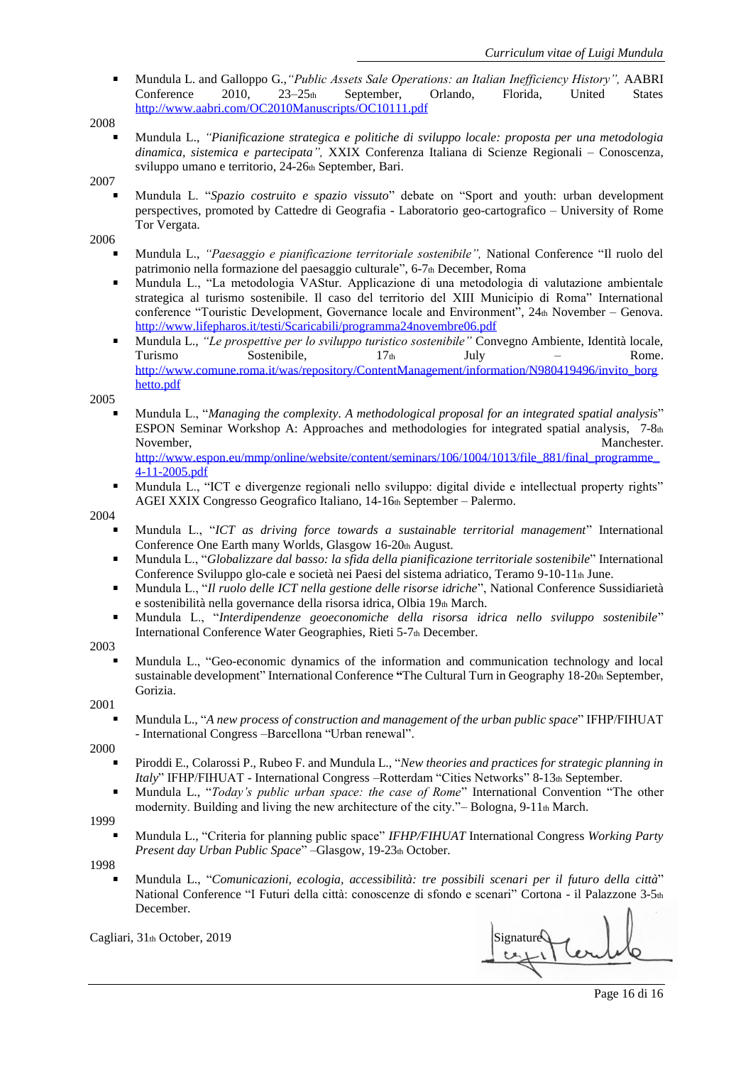- Mundula L. and Galloppo G.,*"Public Assets Sale Operations: an Italian Inefficiency History"*, AABRI Conference 2010, 23–25th September, Orlando, Florida, United States http://www.aabri.com/OC2010Manuscripts/OC10111.pdf

2008

- Mundula L., *"Pianificazione strategica e politiche di sviluppo locale: proposta per una metodologia dinamica, sistemica e partecipata"*, XXIX Conferenza Italiana di Scienze Regionali – Conoscenza, sviluppo umano e territorio, 24-26th September, Bari.

2007

- Mundula L. "*Spazio costruito e spazio vissuto*" debate on "Sport and youth: urban development perspectives, promoted by Cattedre di Geografia - Laboratorio geo-cartografico – University of Rome Tor Vergata.

2006

- Mundula L., *"Paesaggio e pianificazione territoriale sostenibile"*, National Conference "Il ruolo del patrimonio nella formazione del paesaggio culturale", 6-7th December, Roma
- Mundula L., "La metodologia VAStur. Applicazione di una metodologia di valutazione ambientale strategica al turismo sostenibile. Il caso del territorio del XIII Municipio di Roma" International conference "Touristic Development, Governance locale and Environment", 24th November – Genova. http://www.lifepharos.it/testi/Scaricabili/programma24novembre06.pdf
- Mundula L., *"Le prospettive per lo sviluppo turistico sostenibile"* Convegno Ambiente, Identità locale, Turismo Sostenibile, 17th July – Rome. http://www.comune.roma.it/was/repository/ContentManagement/information/N980419496/invito_borghetto.pdf

2005

- Mundula L., "*Managing the complexity. A methodological proposal for an integrated spatial analysis*" ESPON Seminar Workshop A: Approaches and methodologies for integrated spatial analysis, 7-8th November, Manchester. http://www.espon.eu/mmp/online/website/content/seminars/106/1004/1013/file_881/final_programme_4-11-2005.pdf
- Mundula L., "ICT e divergenze regionali nello sviluppo: digital divide e intellectual property rights" AGEI XXIX Congresso Geografico Italiano, 14-16th September – Palermo.

2004

- Mundula L., "*ICT as driving force towards a sustainable territorial management*" International Conference One Earth many Worlds, Glasgow 16-20th August.
- Mundula L., "*Globalizzare dal basso: la sfida della pianificazione territoriale sostenibile*" International Conference Sviluppo glo-cale e società nei Paesi del sistema adriatico, Teramo 9-10-11th June.
- Mundula L., "*Il ruolo delle ICT nella gestione delle risorse idriche*", National Conference Sussidiarietà e sostenibilità nella governance della risorsa idrica, Olbia 19th March.
- Mundula L., "*Interdipendenze geoeconomiche della risorsa idrica nello sviluppo sostenibile*" International Conference Water Geographies, Rieti 5-7th December.

2003

- Mundula L., "Geo-economic dynamics of the information and communication technology and local sustainable development" International Conference **"**The Cultural Turn in Geography 18-20th September, Gorizia.

2001

- Mundula L., "*A new process of construction and management of the urban public space*" IFHP/FIHUAT - International Congress –Barcellona "Urban renewal".

2000

- Piroddi E., Colarossi P., Rubeo F. and Mundula L., "*New theories and practices for strategic planning in Italy*" IFHP/FIHUAT - International Congress –Rotterdam "Cities Networks" 8-13th September.
- Mundula L., "*Today's public urban space: the case of Rome*" International Convention "The other modernity. Building and living the new architecture of the city."– Bologna, 9-11th March.

1999

- Mundula L., "Criteria for planning public space" *IFHP/FIHUAT* International Congress *Working Party Present day Urban Public Space*" –Glasgow, 19-23th October.

1998

- Mundula L., "*Comunicazioni, ecologia, accessibilità: tre possibili scenari per il futuro della città*" National Conference "I Futuri della città: conoscenze di sfondo e scenari" Cortona - il Palazzone 3-5th December.

Cagliari, 31th October, 2019

Signature